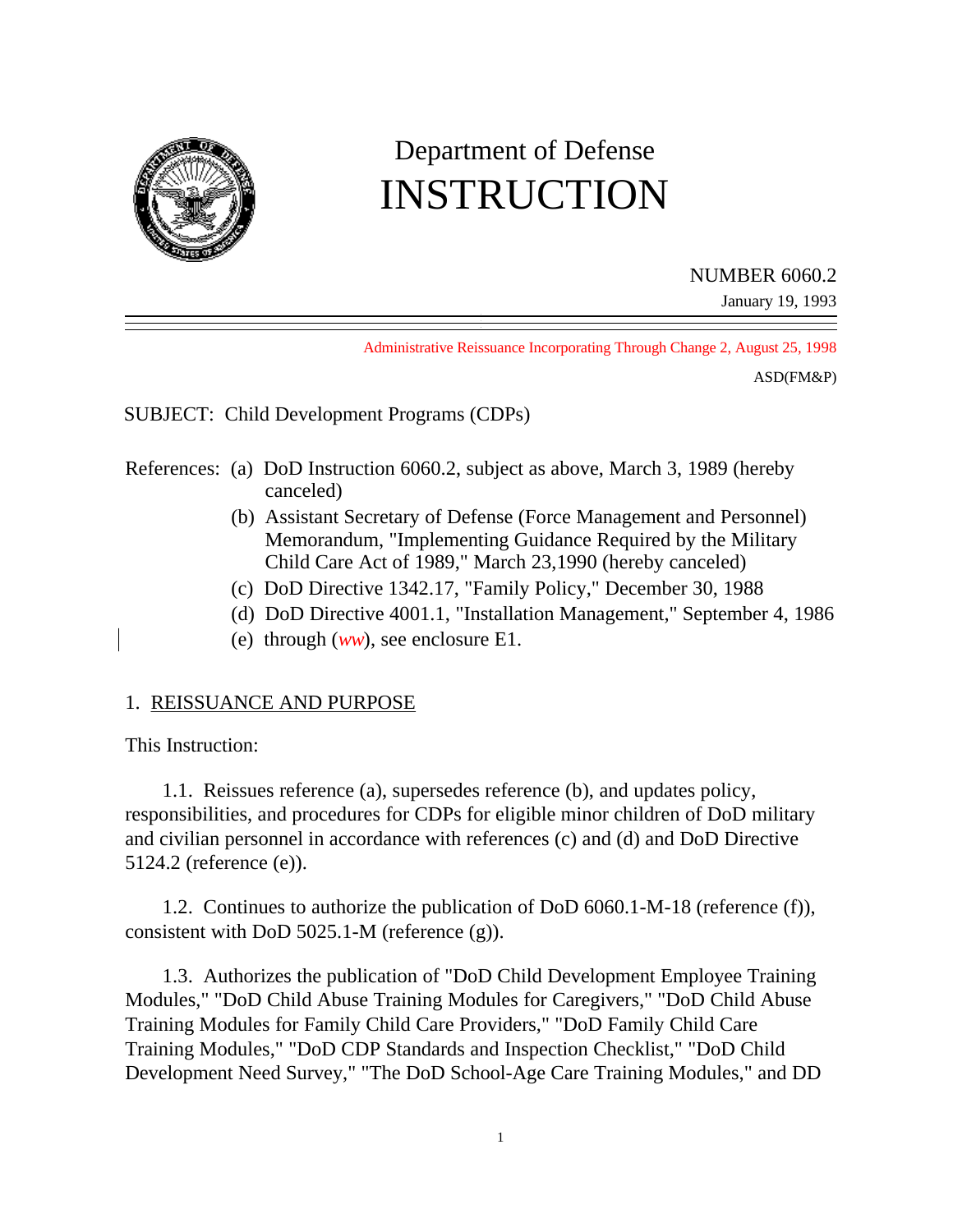# Department of Defense
# INSTRUCTION

NUMBER 6060.2
January 19, 1993

Administrative Reissuance Incorporating Through Change 2, August 25, 1998

ASD(FM&P)

SUBJECT: Child Development Programs (CDPs)

References:
- (a) DoD Instruction 6060.2, subject as above, March 3, 1989 (hereby canceled)
- (b) Assistant Secretary of Defense (Force Management and Personnel) Memorandum, "Implementing Guidance Required by the Military Child Care Act of 1989," March 23,1990 (hereby canceled)
- (c) DoD Directive 1342.17, "Family Policy," December 30, 1988
- (d) DoD Directive 4001.1, "Installation Management," September 4, 1986
- (e) through (*ww*), see enclosure E1.

## 1. REISSUANCE AND PURPOSE

This Instruction:

1.1. Reissues reference (a), supersedes reference (b), and updates policy, responsibilities, and procedures for CDPs for eligible minor children of DoD military and civilian personnel in accordance with references (c) and (d) and DoD Directive 5124.2 (reference (e)).

1.2. Continues to authorize the publication of DoD 6060.1-M-18 (reference (f)), consistent with DoD 5025.1-M (reference (g)).

1.3. Authorizes the publication of "DoD Child Development Employee Training Modules," "DoD Child Abuse Training Modules for Caregivers," "DoD Child Abuse Training Modules for Family Child Care Providers," "DoD Family Child Care Training Modules," "DoD CDP Standards and Inspection Checklist," "DoD Child Development Need Survey," "The DoD School-Age Care Training Modules," and DD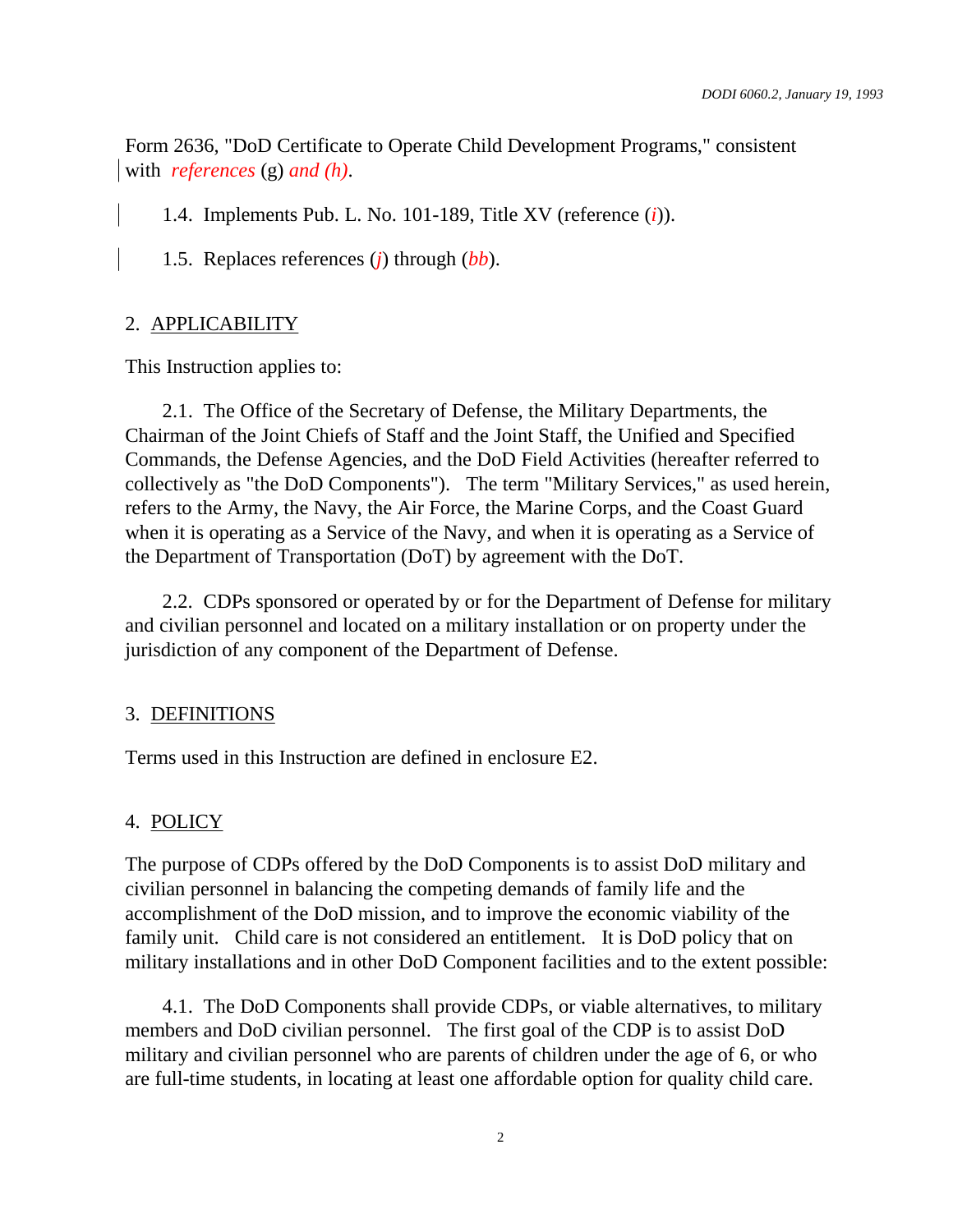Form 2636, "DoD Certificate to Operate Child Development Programs," consistent with *references* (g) *and (h)*.

1.4. Implements Pub. L. No. 101-189, Title XV (reference (*i*)).

1.5. Replaces references (*j*) through (*bb*).

## 2. APPLICABILITY

This Instruction applies to:

2.1. The Office of the Secretary of Defense, the Military Departments, the Chairman of the Joint Chiefs of Staff and the Joint Staff, the Unified and Specified Commands, the Defense Agencies, and the DoD Field Activities (hereafter referred to collectively as "the DoD Components"). The term "Military Services," as used herein, refers to the Army, the Navy, the Air Force, the Marine Corps, and the Coast Guard when it is operating as a Service of the Navy, and when it is operating as a Service of the Department of Transportation (DoT) by agreement with the DoT.

2.2. CDPs sponsored or operated by or for the Department of Defense for military and civilian personnel and located on a military installation or on property under the jurisdiction of any component of the Department of Defense.

## 3. DEFINITIONS

Terms used in this Instruction are defined in enclosure E2.

## 4. POLICY

The purpose of CDPs offered by the DoD Components is to assist DoD military and civilian personnel in balancing the competing demands of family life and the accomplishment of the DoD mission, and to improve the economic viability of the family unit. Child care is not considered an entitlement. It is DoD policy that on military installations and in other DoD Component facilities and to the extent possible:

4.1. The DoD Components shall provide CDPs, or viable alternatives, to military members and DoD civilian personnel. The first goal of the CDP is to assist DoD military and civilian personnel who are parents of children under the age of 6, or who are full-time students, in locating at least one affordable option for quality child care.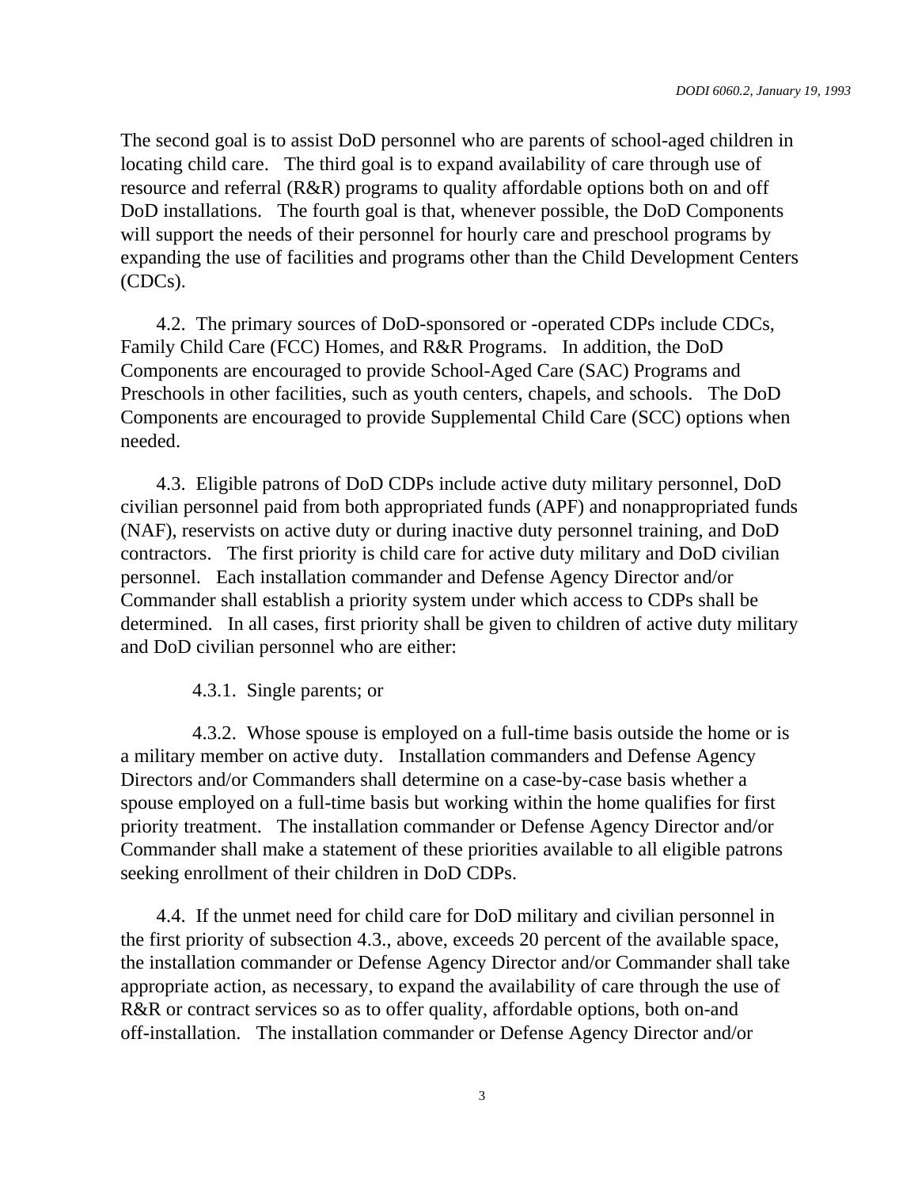The second goal is to assist DoD personnel who are parents of school-aged children in locating child care. The third goal is to expand availability of care through use of resource and referral (R&R) programs to quality affordable options both on and off DoD installations. The fourth goal is that, whenever possible, the DoD Components will support the needs of their personnel for hourly care and preschool programs by expanding the use of facilities and programs other than the Child Development Centers (CDCs).

4.2. The primary sources of DoD-sponsored or -operated CDPs include CDCs, Family Child Care (FCC) Homes, and R&R Programs. In addition, the DoD Components are encouraged to provide School-Aged Care (SAC) Programs and Preschools in other facilities, such as youth centers, chapels, and schools. The DoD Components are encouraged to provide Supplemental Child Care (SCC) options when needed.

4.3. Eligible patrons of DoD CDPs include active duty military personnel, DoD civilian personnel paid from both appropriated funds (APF) and nonappropriated funds (NAF), reservists on active duty or during inactive duty personnel training, and DoD contractors. The first priority is child care for active duty military and DoD civilian personnel. Each installation commander and Defense Agency Director and/or Commander shall establish a priority system under which access to CDPs shall be determined. In all cases, first priority shall be given to children of active duty military and DoD civilian personnel who are either:

4.3.1. Single parents; or

4.3.2. Whose spouse is employed on a full-time basis outside the home or is a military member on active duty. Installation commanders and Defense Agency Directors and/or Commanders shall determine on a case-by-case basis whether a spouse employed on a full-time basis but working within the home qualifies for first priority treatment. The installation commander or Defense Agency Director and/or Commander shall make a statement of these priorities available to all eligible patrons seeking enrollment of their children in DoD CDPs.

4.4. If the unmet need for child care for DoD military and civilian personnel in the first priority of subsection 4.3., above, exceeds 20 percent of the available space, the installation commander or Defense Agency Director and/or Commander shall take appropriate action, as necessary, to expand the availability of care through the use of R&R or contract services so as to offer quality, affordable options, both on-and off-installation. The installation commander or Defense Agency Director and/or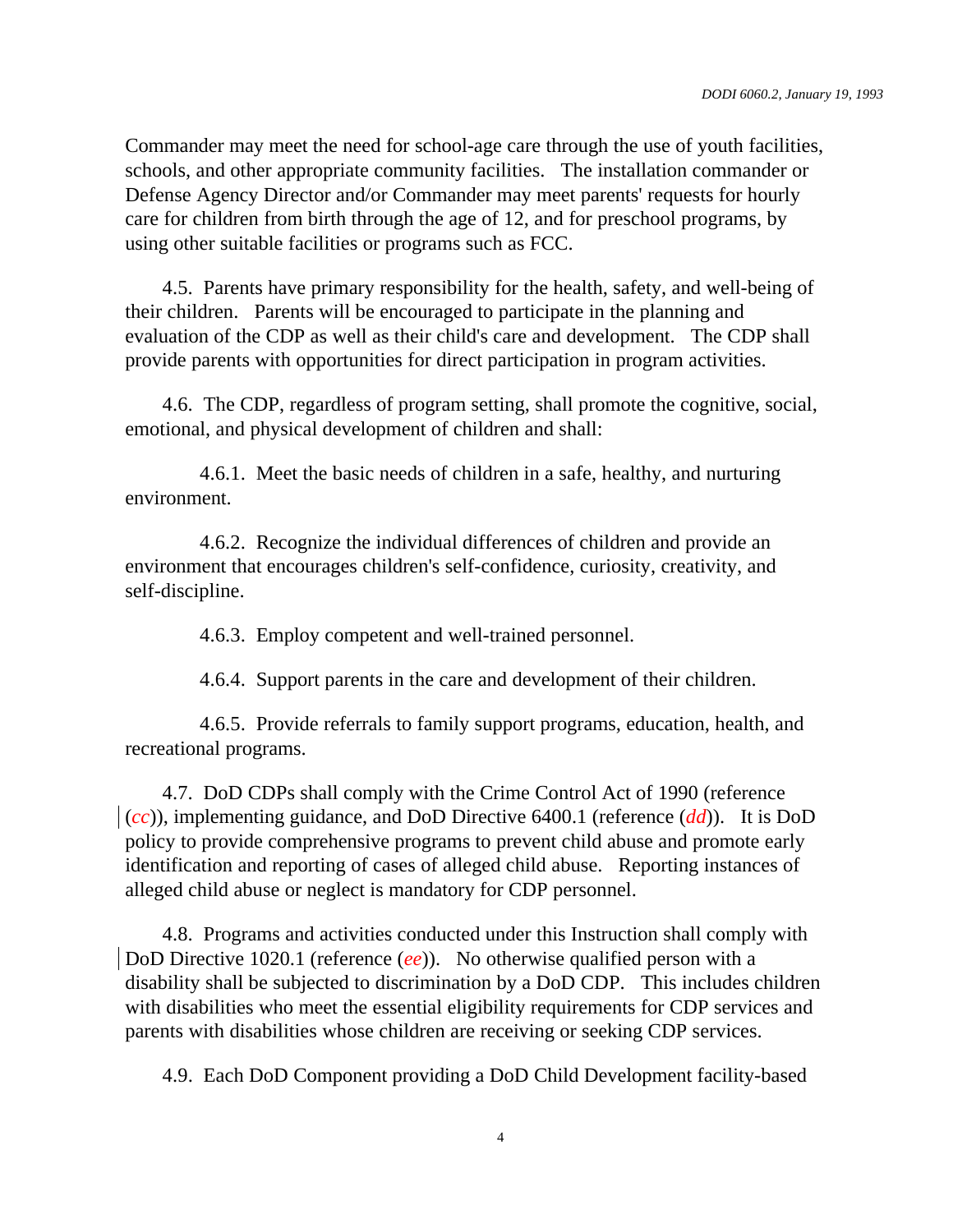Commander may meet the need for school-age care through the use of youth facilities, schools, and other appropriate community facilities. The installation commander or Defense Agency Director and/or Commander may meet parents' requests for hourly care for children from birth through the age of 12, and for preschool programs, by using other suitable facilities or programs such as FCC.

4.5. Parents have primary responsibility for the health, safety, and well-being of their children. Parents will be encouraged to participate in the planning and evaluation of the CDP as well as their child's care and development. The CDP shall provide parents with opportunities for direct participation in program activities.

4.6. The CDP, regardless of program setting, shall promote the cognitive, social, emotional, and physical development of children and shall:

4.6.1. Meet the basic needs of children in a safe, healthy, and nurturing environment.

4.6.2. Recognize the individual differences of children and provide an environment that encourages children's self-confidence, curiosity, creativity, and self-discipline.

4.6.3. Employ competent and well-trained personnel.

4.6.4. Support parents in the care and development of their children.

4.6.5. Provide referrals to family support programs, education, health, and recreational programs.

4.7. DoD CDPs shall comply with the Crime Control Act of 1990 (reference (*cc*)), implementing guidance, and DoD Directive 6400.1 (reference (*dd*)). It is DoD policy to provide comprehensive programs to prevent child abuse and promote early identification and reporting of cases of alleged child abuse. Reporting instances of alleged child abuse or neglect is mandatory for CDP personnel.

4.8. Programs and activities conducted under this Instruction shall comply with DoD Directive 1020.1 (reference (*ee*)). No otherwise qualified person with a disability shall be subjected to discrimination by a DoD CDP. This includes children with disabilities who meet the essential eligibility requirements for CDP services and parents with disabilities whose children are receiving or seeking CDP services.

4.9. Each DoD Component providing a DoD Child Development facility-based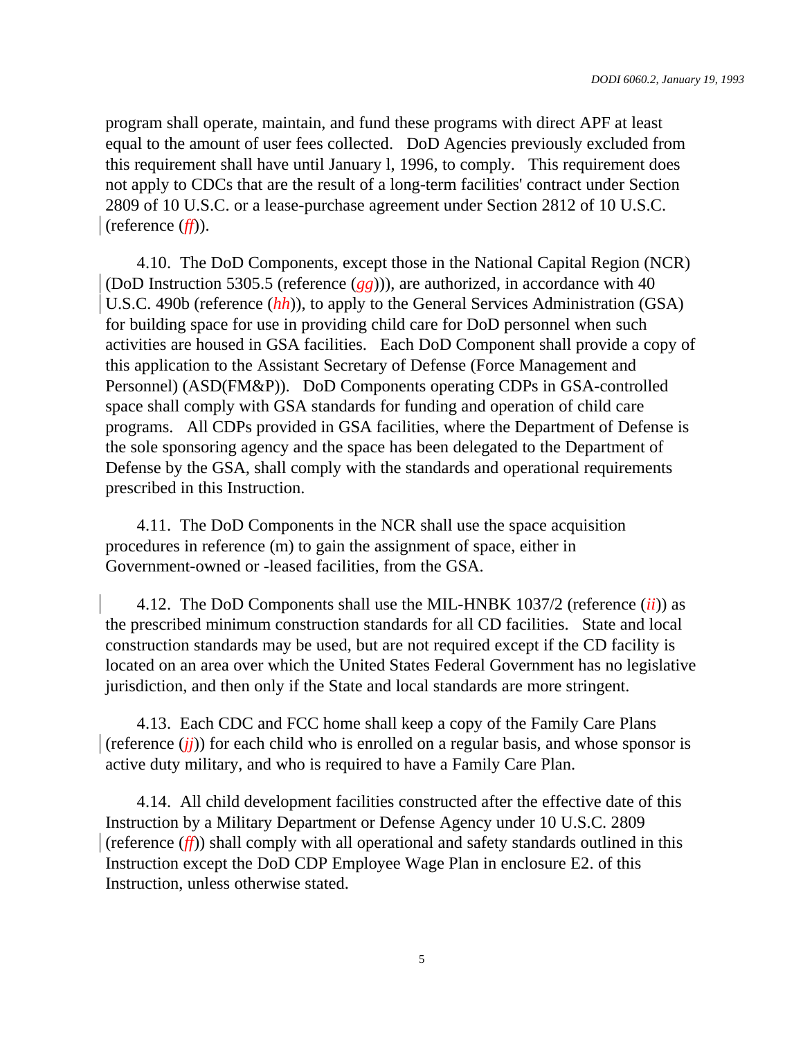program shall operate, maintain, and fund these programs with direct APF at least equal to the amount of user fees collected. DoD Agencies previously excluded from this requirement shall have until January l, 1996, to comply. This requirement does not apply to CDCs that are the result of a long-term facilities' contract under Section 2809 of 10 U.S.C. or a lease-purchase agreement under Section 2812 of 10 U.S.C. (reference (*ff*)).

4.10. The DoD Components, except those in the National Capital Region (NCR) (DoD Instruction 5305.5 (reference (*gg*))), are authorized, in accordance with 40 U.S.C. 490b (reference (*hh*)), to apply to the General Services Administration (GSA) for building space for use in providing child care for DoD personnel when such activities are housed in GSA facilities. Each DoD Component shall provide a copy of this application to the Assistant Secretary of Defense (Force Management and Personnel) (ASD(FM&P)). DoD Components operating CDPs in GSA-controlled space shall comply with GSA standards for funding and operation of child care programs. All CDPs provided in GSA facilities, where the Department of Defense is the sole sponsoring agency and the space has been delegated to the Department of Defense by the GSA, shall comply with the standards and operational requirements prescribed in this Instruction.

4.11. The DoD Components in the NCR shall use the space acquisition procedures in reference (m) to gain the assignment of space, either in Government-owned or -leased facilities, from the GSA.

4.12. The DoD Components shall use the MIL-HNBK 1037/2 (reference (*ii*)) as the prescribed minimum construction standards for all CD facilities. State and local construction standards may be used, but are not required except if the CD facility is located on an area over which the United States Federal Government has no legislative jurisdiction, and then only if the State and local standards are more stringent.

4.13. Each CDC and FCC home shall keep a copy of the Family Care Plans (reference (*jj*)) for each child who is enrolled on a regular basis, and whose sponsor is active duty military, and who is required to have a Family Care Plan.

4.14. All child development facilities constructed after the effective date of this Instruction by a Military Department or Defense Agency under 10 U.S.C. 2809 (reference (*ff*)) shall comply with all operational and safety standards outlined in this Instruction except the DoD CDP Employee Wage Plan in enclosure E2. of this Instruction, unless otherwise stated.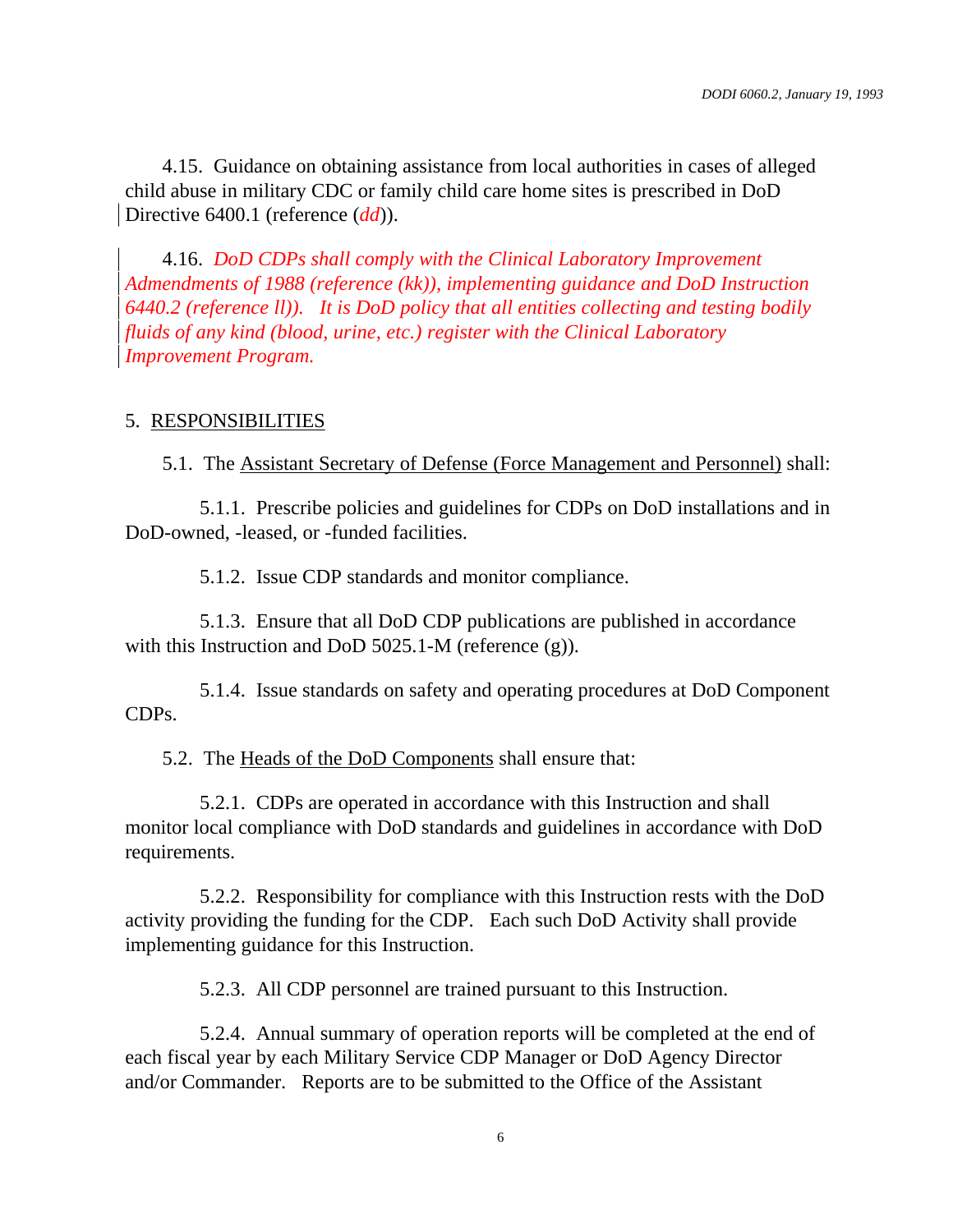4.15. Guidance on obtaining assistance from local authorities in cases of alleged child abuse in military CDC or family child care home sites is prescribed in DoD Directive 6400.1 (reference (*dd*)).

4.16. *DoD CDPs shall comply with the Clinical Laboratory Improvement Admendments of 1988 (reference (kk)), implementing guidance and DoD Instruction 6440.2 (reference ll)). It is DoD policy that all entities collecting and testing bodily fluids of any kind (blood, urine, etc.) register with the Clinical Laboratory Improvement Program.*

## 5. RESPONSIBILITIES

5.1. The Assistant Secretary of Defense (Force Management and Personnel) shall:

5.1.1. Prescribe policies and guidelines for CDPs on DoD installations and in DoD-owned, -leased, or -funded facilities.

5.1.2. Issue CDP standards and monitor compliance.

5.1.3. Ensure that all DoD CDP publications are published in accordance with this Instruction and DoD 5025.1-M (reference (g)).

5.1.4. Issue standards on safety and operating procedures at DoD Component CDPs.

5.2. The Heads of the DoD Components shall ensure that:

5.2.1. CDPs are operated in accordance with this Instruction and shall monitor local compliance with DoD standards and guidelines in accordance with DoD requirements.

5.2.2. Responsibility for compliance with this Instruction rests with the DoD activity providing the funding for the CDP. Each such DoD Activity shall provide implementing guidance for this Instruction.

5.2.3. All CDP personnel are trained pursuant to this Instruction.

5.2.4. Annual summary of operation reports will be completed at the end of each fiscal year by each Military Service CDP Manager or DoD Agency Director and/or Commander. Reports are to be submitted to the Office of the Assistant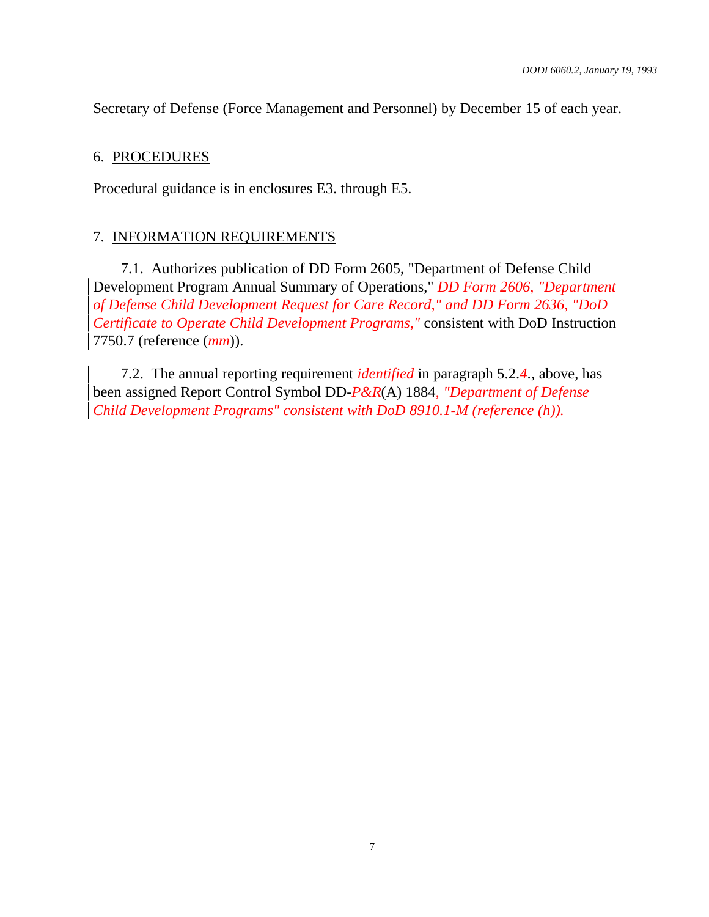Secretary of Defense (Force Management and Personnel) by December 15 of each year.

## 6. PROCEDURES

Procedural guidance is in enclosures E3. through E5.

## 7. INFORMATION REQUIREMENTS

7.1. Authorizes publication of DD Form 2605, "Department of Defense Child Development Program Annual Summary of Operations," *DD Form 2606, "Department of Defense Child Development Request for Care Record," and DD Form 2636, "DoD Certificate to Operate Child Development Programs,"* consistent with DoD Instruction 7750.7 (reference (*mm*)).

7.2. The annual reporting requirement *identified* in paragraph 5.2.*4*., above, has been assigned Report Control Symbol DD-*P&R*(A) 1884*, "Department of Defense Child Development Programs" consistent with DoD 8910.1-M (reference (h)).*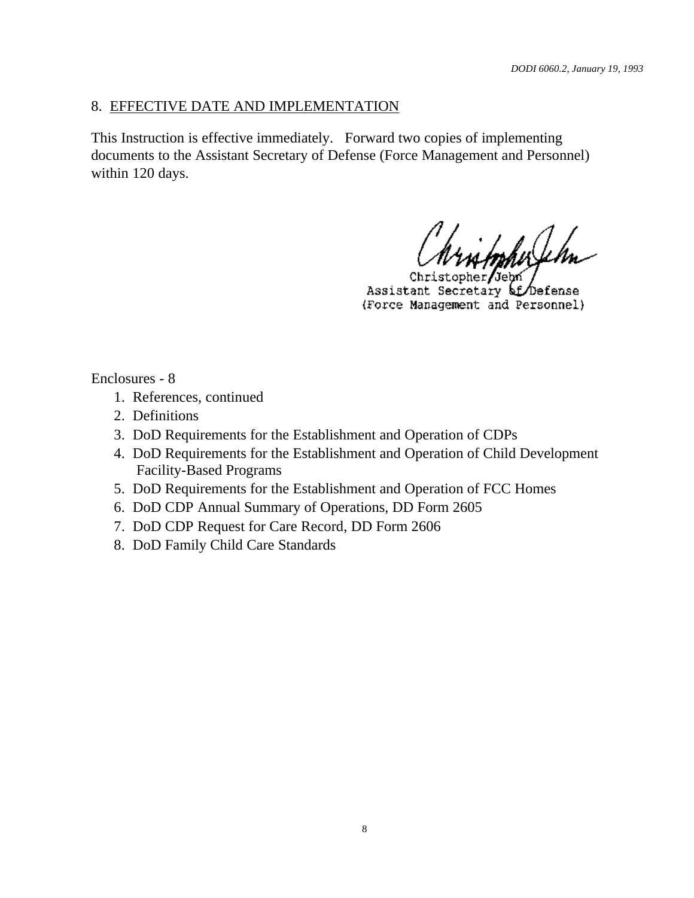8. <u>EFFECTIVE DATE AND IMPLEMENTATION</u>

This Instruction is effective immediately. Forward two copies of implementing documents to the Assistant Secretary of Defense (Force Management and Personnel) within 120 days.

Christopher Jehn
Assistant Secretary of Defense
(Force Management and Personnel)

Enclosures - 8

1. References, continued
2. Definitions
3. DoD Requirements for the Establishment and Operation of CDPs
4. DoD Requirements for the Establishment and Operation of Child Development Facility-Based Programs
5. DoD Requirements for the Establishment and Operation of FCC Homes
6. DoD CDP Annual Summary of Operations, DD Form 2605
7. DoD CDP Request for Care Record, DD Form 2606
8. DoD Family Child Care Standards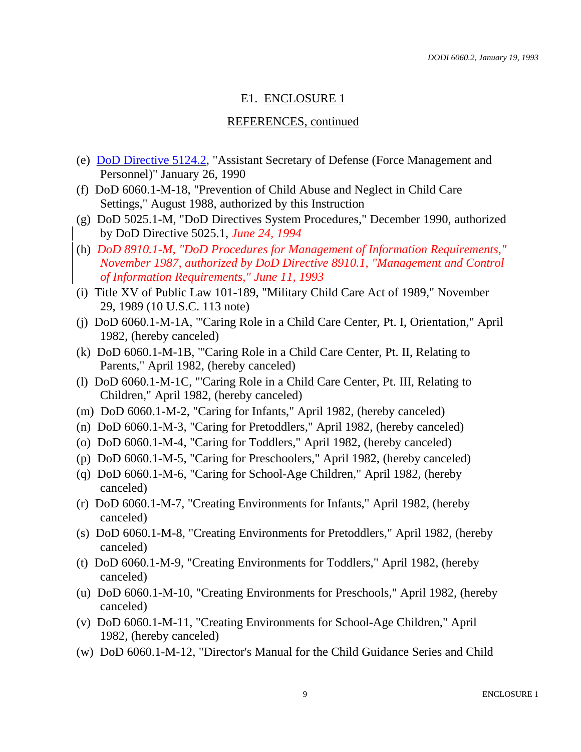## E1. ENCLOSURE 1

## REFERENCES, continued

(e) DoD Directive 5124.2, "Assistant Secretary of Defense (Force Management and Personnel)" January 26, 1990

(f) DoD 6060.1-M-18, "Prevention of Child Abuse and Neglect in Child Care Settings," August 1988, authorized by this Instruction

(g) DoD 5025.1-M, "DoD Directives System Procedures," December 1990, authorized by DoD Directive 5025.1, *June 24, 1994*

(h) *DoD 8910.1-M, "DoD Procedures for Management of Information Requirements," November 1987, authorized by DoD Directive 8910.1, "Management and Control of Information Requirements," June 11, 1993*

(i) Title XV of Public Law 101-189, "Military Child Care Act of 1989," November 29, 1989 (10 U.S.C. 113 note)

(j) DoD 6060.1-M-1A, "'Caring Role in a Child Care Center, Pt. I, Orientation," April 1982, (hereby canceled)

(k) DoD 6060.1-M-1B, "'Caring Role in a Child Care Center, Pt. II, Relating to Parents," April 1982, (hereby canceled)

(l) DoD 6060.1-M-1C, "'Caring Role in a Child Care Center, Pt. III, Relating to Children," April 1982, (hereby canceled)

(m) DoD 6060.1-M-2, "Caring for Infants," April 1982, (hereby canceled)

(n) DoD 6060.1-M-3, "Caring for Pretoddlers," April 1982, (hereby canceled)

(o) DoD 6060.1-M-4, "Caring for Toddlers," April 1982, (hereby canceled)

(p) DoD 6060.1-M-5, "Caring for Preschoolers," April 1982, (hereby canceled)

(q) DoD 6060.1-M-6, "Caring for School-Age Children," April 1982, (hereby canceled)

(r) DoD 6060.1-M-7, "Creating Environments for Infants," April 1982, (hereby canceled)

(s) DoD 6060.1-M-8, "Creating Environments for Pretoddlers," April 1982, (hereby canceled)

(t) DoD 6060.1-M-9, "Creating Environments for Toddlers," April 1982, (hereby canceled)

(u) DoD 6060.1-M-10, "Creating Environments for Preschools," April 1982, (hereby canceled)

(v) DoD 6060.1-M-11, "Creating Environments for School-Age Children," April 1982, (hereby canceled)

(w) DoD 6060.1-M-12, "Director's Manual for the Child Guidance Series and Child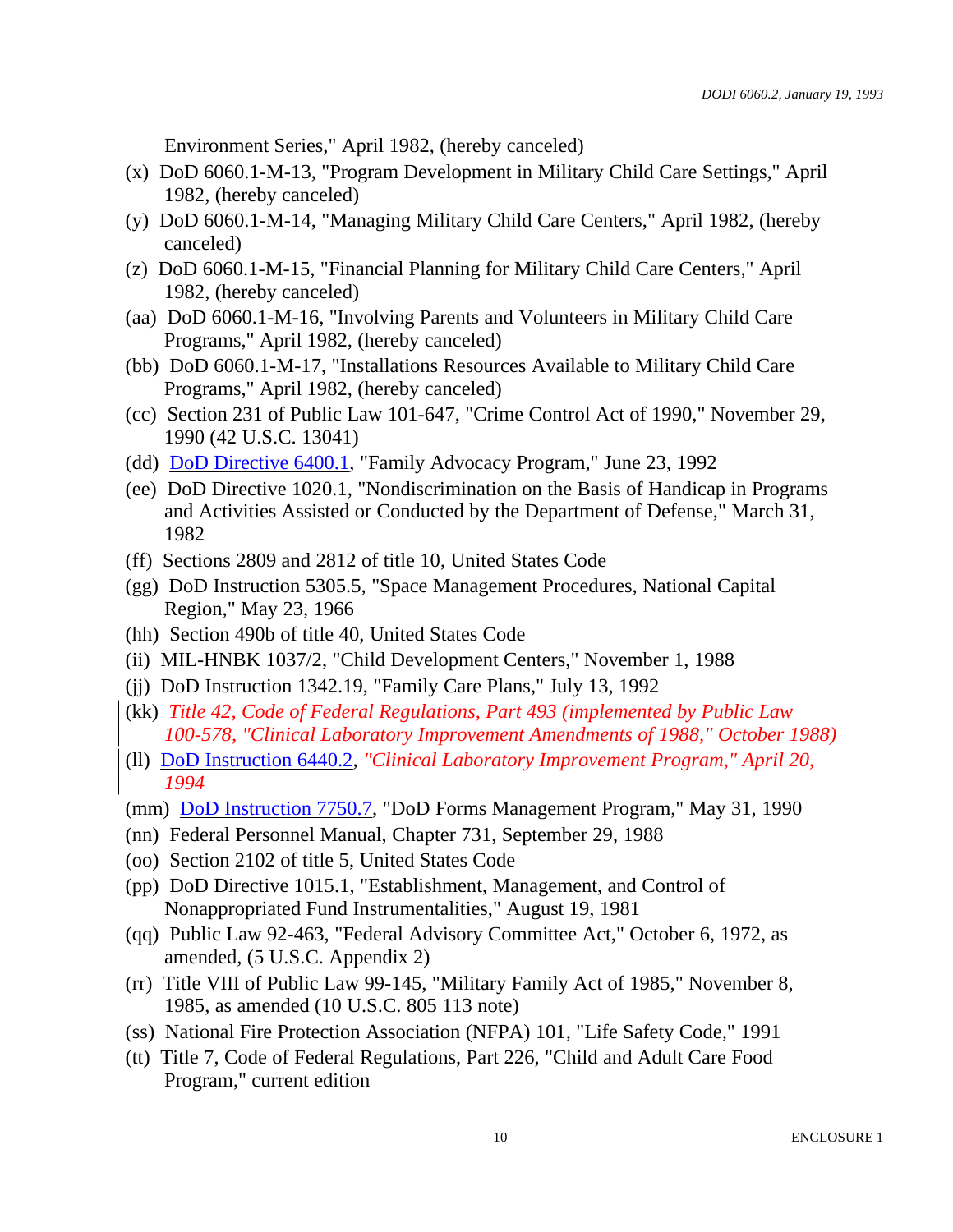Environment Series," April 1982, (hereby canceled)

(x) DoD 6060.1-M-13, "Program Development in Military Child Care Settings," April 1982, (hereby canceled)

(y) DoD 6060.1-M-14, "Managing Military Child Care Centers," April 1982, (hereby canceled)

(z) DoD 6060.1-M-15, "Financial Planning for Military Child Care Centers," April 1982, (hereby canceled)

(aa) DoD 6060.1-M-16, "Involving Parents and Volunteers in Military Child Care Programs," April 1982, (hereby canceled)

(bb) DoD 6060.1-M-17, "Installations Resources Available to Military Child Care Programs," April 1982, (hereby canceled)

(cc) Section 231 of Public Law 101-647, "Crime Control Act of 1990," November 29, 1990 (42 U.S.C. 13041)

(dd) DoD Directive 6400.1, "Family Advocacy Program," June 23, 1992

(ee) DoD Directive 1020.1, "Nondiscrimination on the Basis of Handicap in Programs and Activities Assisted or Conducted by the Department of Defense," March 31, 1982

(ff) Sections 2809 and 2812 of title 10, United States Code

(gg) DoD Instruction 5305.5, "Space Management Procedures, National Capital Region," May 23, 1966

(hh) Section 490b of title 40, United States Code

(ii) MIL-HNBK 1037/2, "Child Development Centers," November 1, 1988

(jj) DoD Instruction 1342.19, "Family Care Plans," July 13, 1992

(kk) *Title 42, Code of Federal Regulations, Part 493 (implemented by Public Law 100-578, "Clinical Laboratory Improvement Amendments of 1988," October 1988)*

(ll) DoD Instruction 6440.2, *"Clinical Laboratory Improvement Program," April 20, 1994*

(mm) DoD Instruction 7750.7, "DoD Forms Management Program," May 31, 1990

(nn) Federal Personnel Manual, Chapter 731, September 29, 1988

(oo) Section 2102 of title 5, United States Code

(pp) DoD Directive 1015.1, "Establishment, Management, and Control of Nonappropriated Fund Instrumentalities," August 19, 1981

(qq) Public Law 92-463, "Federal Advisory Committee Act," October 6, 1972, as amended, (5 U.S.C. Appendix 2)

(rr) Title VIII of Public Law 99-145, "Military Family Act of 1985," November 8, 1985, as amended (10 U.S.C. 805 113 note)

(ss) National Fire Protection Association (NFPA) 101, "Life Safety Code," 1991

(tt) Title 7, Code of Federal Regulations, Part 226, "Child and Adult Care Food Program," current edition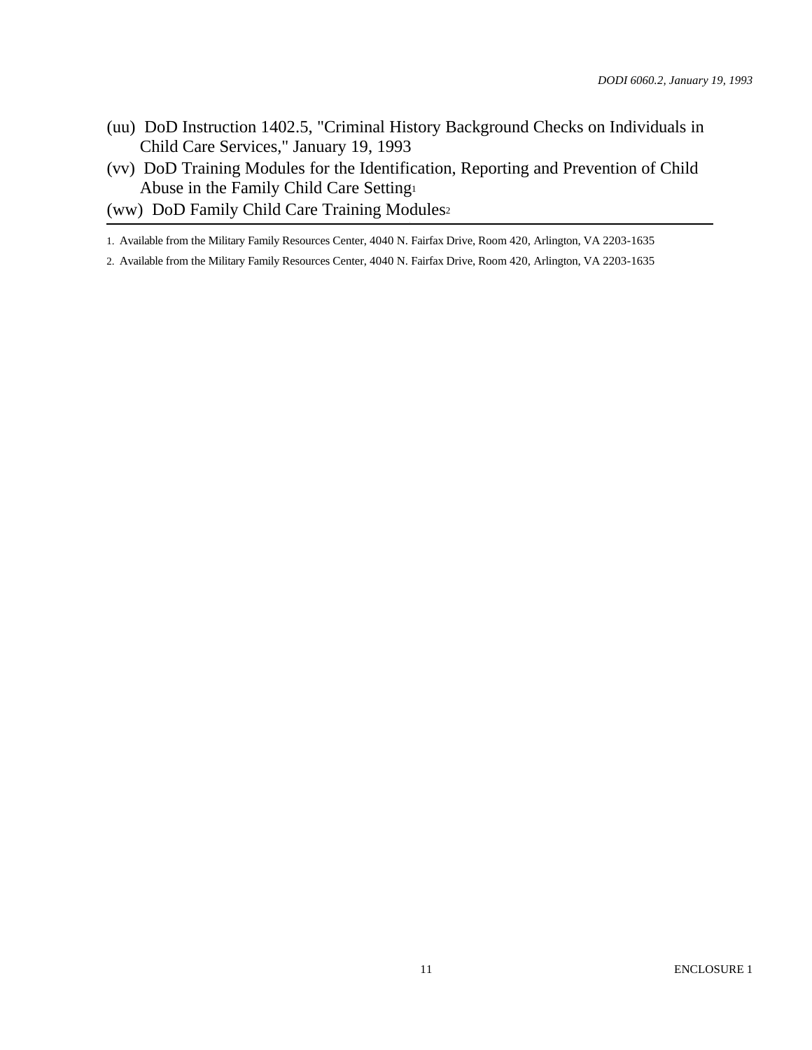(uu) DoD Instruction 1402.5, "Criminal History Background Checks on Individuals in Child Care Services," January 19, 1993

(vv) DoD Training Modules for the Identification, Reporting and Prevention of Child Abuse in the Family Child Care Setting[1]

(ww) DoD Family Child Care Training Modules[2]

---

1. Available from the Military Family Resources Center, 4040 N. Fairfax Drive, Room 420, Arlington, VA 2203-1635

2. Available from the Military Family Resources Center, 4040 N. Fairfax Drive, Room 420, Arlington, VA 2203-1635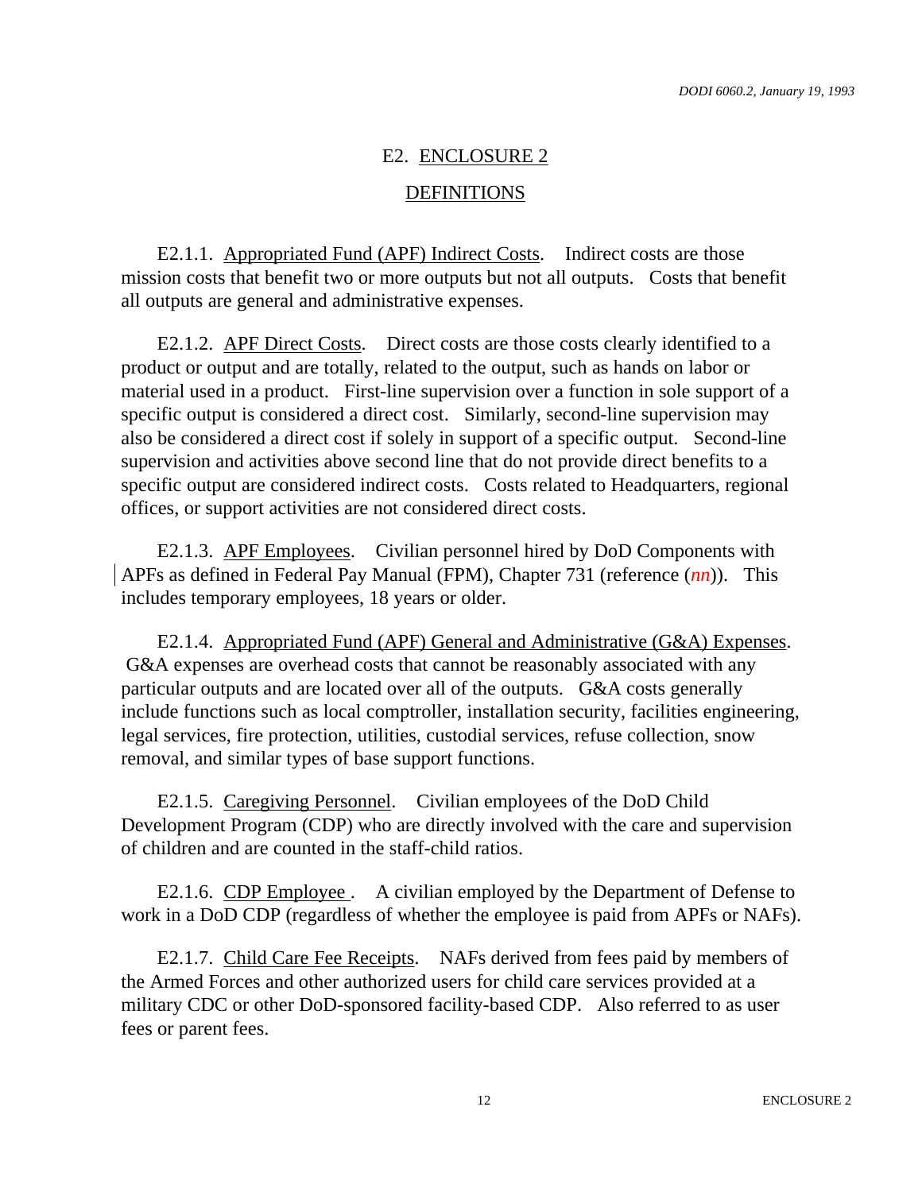## E2. ENCLOSURE 2

## DEFINITIONS

E2.1.1. Appropriated Fund (APF) Indirect Costs. Indirect costs are those mission costs that benefit two or more outputs but not all outputs. Costs that benefit all outputs are general and administrative expenses.

E2.1.2. APF Direct Costs. Direct costs are those costs clearly identified to a product or output and are totally, related to the output, such as hands on labor or material used in a product. First-line supervision over a function in sole support of a specific output is considered a direct cost. Similarly, second-line supervision may also be considered a direct cost if solely in support of a specific output. Second-line supervision and activities above second line that do not provide direct benefits to a specific output are considered indirect costs. Costs related to Headquarters, regional offices, or support activities are not considered direct costs.

E2.1.3. APF Employees. Civilian personnel hired by DoD Components with APFs as defined in Federal Pay Manual (FPM), Chapter 731 (reference (*nn*)). This includes temporary employees, 18 years or older.

E2.1.4. Appropriated Fund (APF) General and Administrative (G&A) Expenses. G&A expenses are overhead costs that cannot be reasonably associated with any particular outputs and are located over all of the outputs. G&A costs generally include functions such as local comptroller, installation security, facilities engineering, legal services, fire protection, utilities, custodial services, refuse collection, snow removal, and similar types of base support functions.

E2.1.5. Caregiving Personnel. Civilian employees of the DoD Child Development Program (CDP) who are directly involved with the care and supervision of children and are counted in the staff-child ratios.

E2.1.6. CDP Employee. A civilian employed by the Department of Defense to work in a DoD CDP (regardless of whether the employee is paid from APFs or NAFs).

E2.1.7. Child Care Fee Receipts. NAFs derived from fees paid by members of the Armed Forces and other authorized users for child care services provided at a military CDC or other DoD-sponsored facility-based CDP. Also referred to as user fees or parent fees.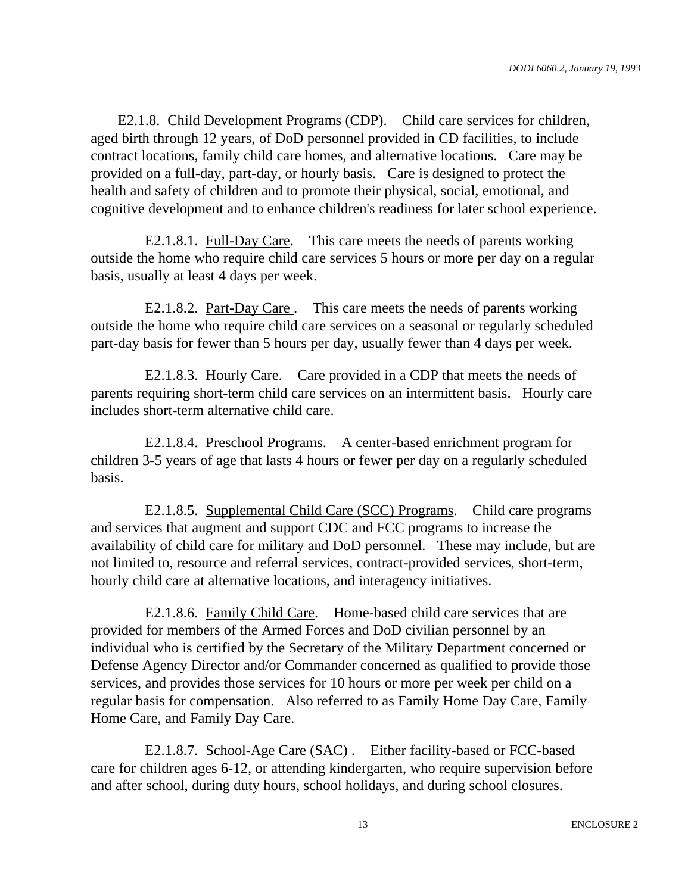E2.1.8. Child Development Programs (CDP). Child care services for children, aged birth through 12 years, of DoD personnel provided in CD facilities, to include contract locations, family child care homes, and alternative locations. Care may be provided on a full-day, part-day, or hourly basis. Care is designed to protect the health and safety of children and to promote their physical, social, emotional, and cognitive development and to enhance children's readiness for later school experience.

E2.1.8.1. Full-Day Care. This care meets the needs of parents working outside the home who require child care services 5 hours or more per day on a regular basis, usually at least 4 days per week.

E2.1.8.2. Part-Day Care. This care meets the needs of parents working outside the home who require child care services on a seasonal or regularly scheduled part-day basis for fewer than 5 hours per day, usually fewer than 4 days per week.

E2.1.8.3. Hourly Care. Care provided in a CDP that meets the needs of parents requiring short-term child care services on an intermittent basis. Hourly care includes short-term alternative child care.

E2.1.8.4. Preschool Programs. A center-based enrichment program for children 3-5 years of age that lasts 4 hours or fewer per day on a regularly scheduled basis.

E2.1.8.5. Supplemental Child Care (SCC) Programs. Child care programs and services that augment and support CDC and FCC programs to increase the availability of child care for military and DoD personnel. These may include, but are not limited to, resource and referral services, contract-provided services, short-term, hourly child care at alternative locations, and interagency initiatives.

E2.1.8.6. Family Child Care. Home-based child care services that are provided for members of the Armed Forces and DoD civilian personnel by an individual who is certified by the Secretary of the Military Department concerned or Defense Agency Director and/or Commander concerned as qualified to provide those services, and provides those services for 10 hours or more per week per child on a regular basis for compensation. Also referred to as Family Home Day Care, Family Home Care, and Family Day Care.

E2.1.8.7. School-Age Care (SAC). Either facility-based or FCC-based care for children ages 6-12, or attending kindergarten, who require supervision before and after school, during duty hours, school holidays, and during school closures.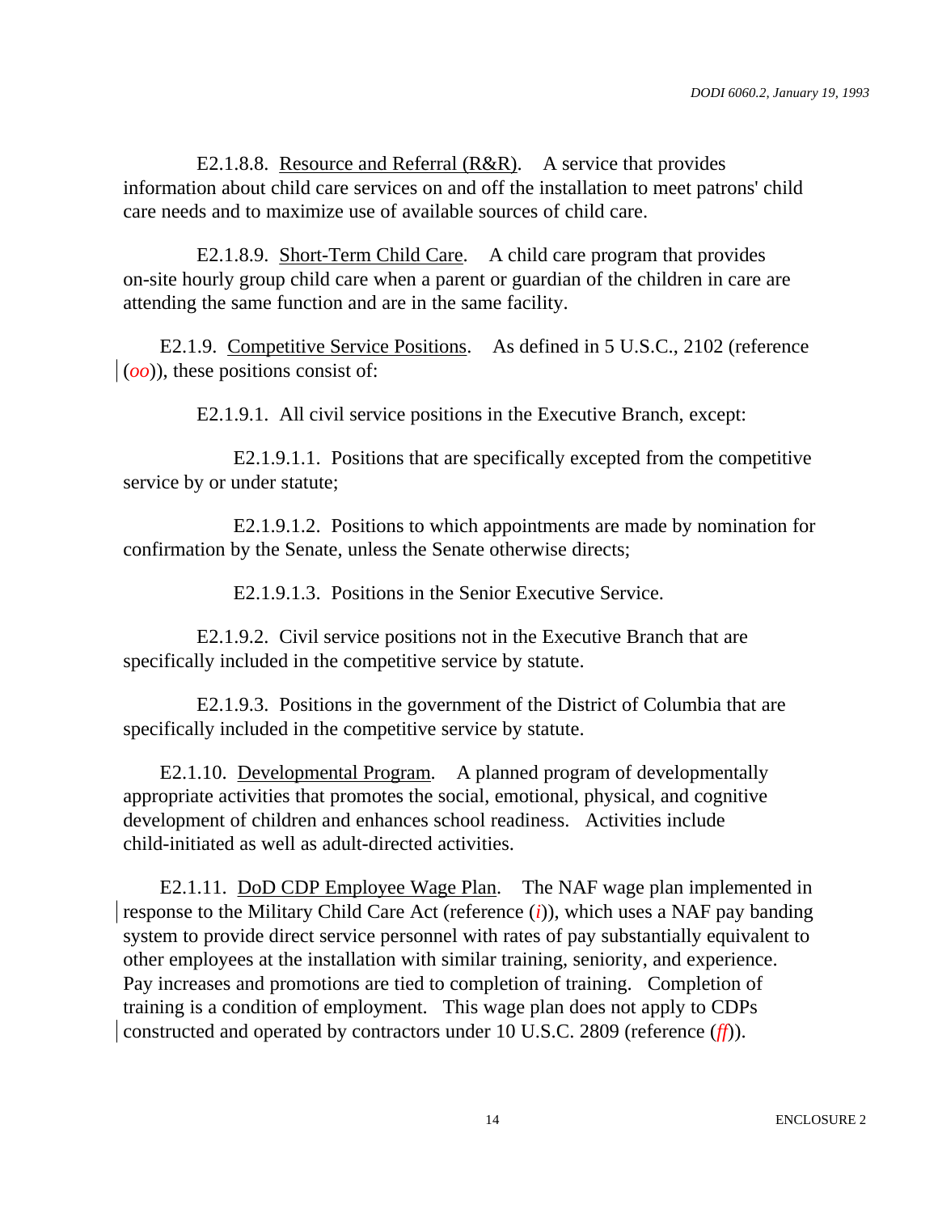E2.1.8.8. Resource and Referral (R&R). A service that provides information about child care services on and off the installation to meet patrons' child care needs and to maximize use of available sources of child care.

E2.1.8.9. Short-Term Child Care. A child care program that provides on-site hourly group child care when a parent or guardian of the children in care are attending the same function and are in the same facility.

E2.1.9. Competitive Service Positions. As defined in 5 U.S.C., 2102 (reference (*oo*)), these positions consist of:

E2.1.9.1. All civil service positions in the Executive Branch, except:

E2.1.9.1.1. Positions that are specifically excepted from the competitive service by or under statute;

E2.1.9.1.2. Positions to which appointments are made by nomination for confirmation by the Senate, unless the Senate otherwise directs;

E2.1.9.1.3. Positions in the Senior Executive Service.

E2.1.9.2. Civil service positions not in the Executive Branch that are specifically included in the competitive service by statute.

E2.1.9.3. Positions in the government of the District of Columbia that are specifically included in the competitive service by statute.

E2.1.10. Developmental Program. A planned program of developmentally appropriate activities that promotes the social, emotional, physical, and cognitive development of children and enhances school readiness. Activities include child-initiated as well as adult-directed activities.

E2.1.11. DoD CDP Employee Wage Plan. The NAF wage plan implemented in response to the Military Child Care Act (reference (*i*)), which uses a NAF pay banding system to provide direct service personnel with rates of pay substantially equivalent to other employees at the installation with similar training, seniority, and experience. Pay increases and promotions are tied to completion of training. Completion of training is a condition of employment. This wage plan does not apply to CDPs constructed and operated by contractors under 10 U.S.C. 2809 (reference (*ff*)).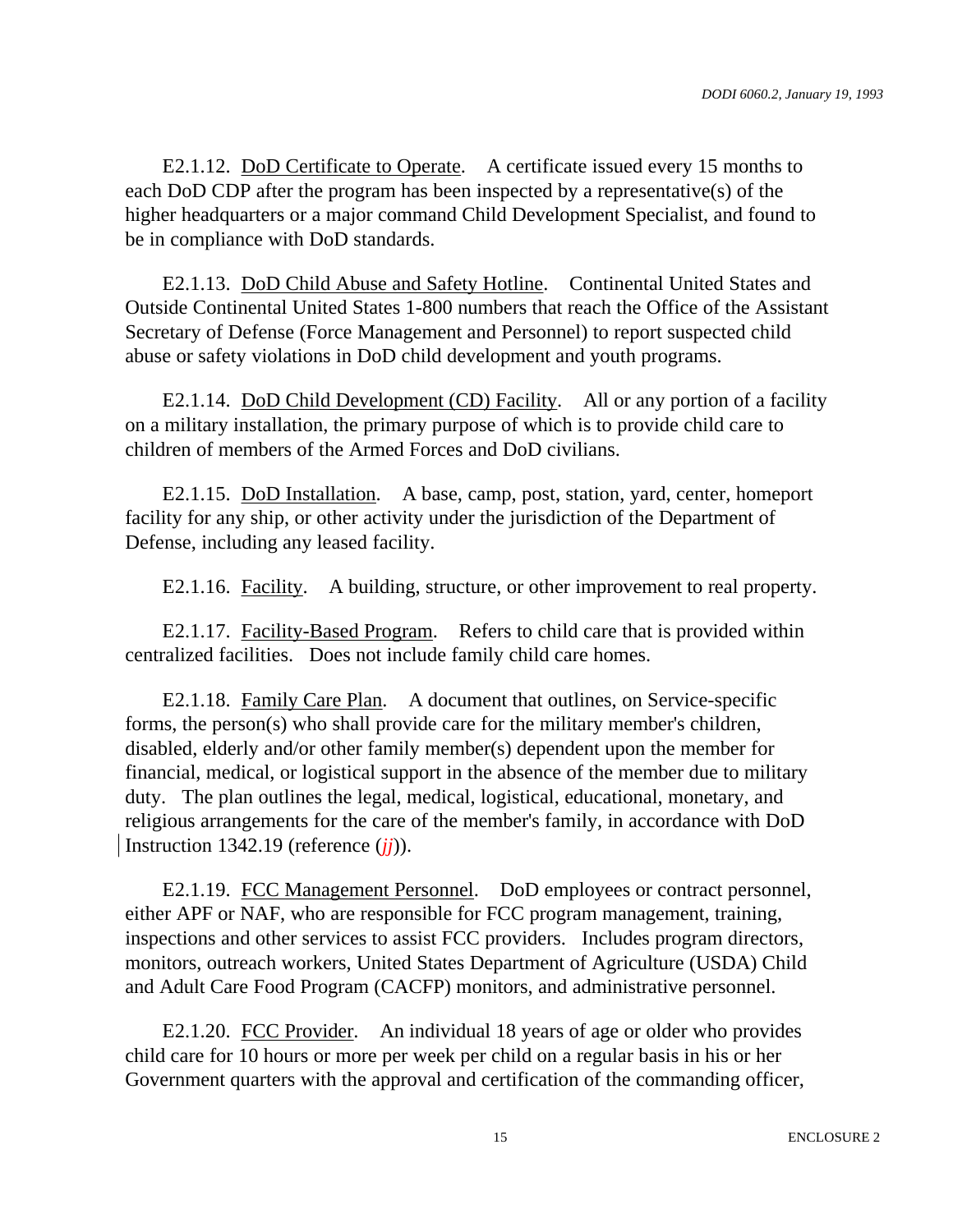E2.1.12. DoD Certificate to Operate. A certificate issued every 15 months to each DoD CDP after the program has been inspected by a representative(s) of the higher headquarters or a major command Child Development Specialist, and found to be in compliance with DoD standards.

E2.1.13. DoD Child Abuse and Safety Hotline. Continental United States and Outside Continental United States 1-800 numbers that reach the Office of the Assistant Secretary of Defense (Force Management and Personnel) to report suspected child abuse or safety violations in DoD child development and youth programs.

E2.1.14. DoD Child Development (CD) Facility. All or any portion of a facility on a military installation, the primary purpose of which is to provide child care to children of members of the Armed Forces and DoD civilians.

E2.1.15. DoD Installation. A base, camp, post, station, yard, center, homeport facility for any ship, or other activity under the jurisdiction of the Department of Defense, including any leased facility.

E2.1.16. Facility. A building, structure, or other improvement to real property.

E2.1.17. Facility-Based Program. Refers to child care that is provided within centralized facilities. Does not include family child care homes.

E2.1.18. Family Care Plan. A document that outlines, on Service-specific forms, the person(s) who shall provide care for the military member's children, disabled, elderly and/or other family member(s) dependent upon the member for financial, medical, or logistical support in the absence of the member due to military duty. The plan outlines the legal, medical, logistical, educational, monetary, and religious arrangements for the care of the member's family, in accordance with DoD Instruction 1342.19 (reference (*jj*)).

E2.1.19. FCC Management Personnel. DoD employees or contract personnel, either APF or NAF, who are responsible for FCC program management, training, inspections and other services to assist FCC providers. Includes program directors, monitors, outreach workers, United States Department of Agriculture (USDA) Child and Adult Care Food Program (CACFP) monitors, and administrative personnel.

E2.1.20. FCC Provider. An individual 18 years of age or older who provides child care for 10 hours or more per week per child on a regular basis in his or her Government quarters with the approval and certification of the commanding officer,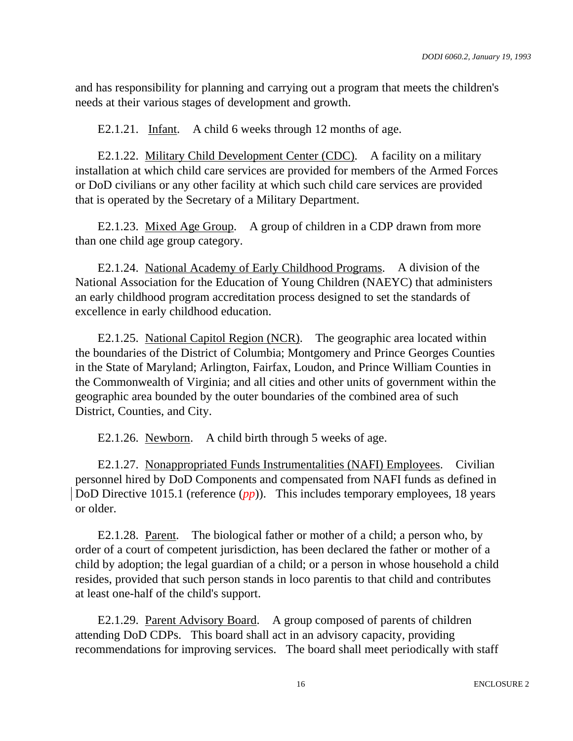and has responsibility for planning and carrying out a program that meets the children's needs at their various stages of development and growth.

E2.1.21. Infant. A child 6 weeks through 12 months of age.

E2.1.22. Military Child Development Center (CDC). A facility on a military installation at which child care services are provided for members of the Armed Forces or DoD civilians or any other facility at which such child care services are provided that is operated by the Secretary of a Military Department.

E2.1.23. Mixed Age Group. A group of children in a CDP drawn from more than one child age group category.

E2.1.24. National Academy of Early Childhood Programs. A division of the National Association for the Education of Young Children (NAEYC) that administers an early childhood program accreditation process designed to set the standards of excellence in early childhood education.

E2.1.25. National Capitol Region (NCR). The geographic area located within the boundaries of the District of Columbia; Montgomery and Prince Georges Counties in the State of Maryland; Arlington, Fairfax, Loudon, and Prince William Counties in the Commonwealth of Virginia; and all cities and other units of government within the geographic area bounded by the outer boundaries of the combined area of such District, Counties, and City.

E2.1.26. Newborn. A child birth through 5 weeks of age.

E2.1.27. Nonappropriated Funds Instrumentalities (NAFI) Employees. Civilian personnel hired by DoD Components and compensated from NAFI funds as defined in DoD Directive 1015.1 (reference (*pp*)). This includes temporary employees, 18 years or older.

E2.1.28. Parent. The biological father or mother of a child; a person who, by order of a court of competent jurisdiction, has been declared the father or mother of a child by adoption; the legal guardian of a child; or a person in whose household a child resides, provided that such person stands in loco parentis to that child and contributes at least one-half of the child's support.

E2.1.29. Parent Advisory Board. A group composed of parents of children attending DoD CDPs. This board shall act in an advisory capacity, providing recommendations for improving services. The board shall meet periodically with staff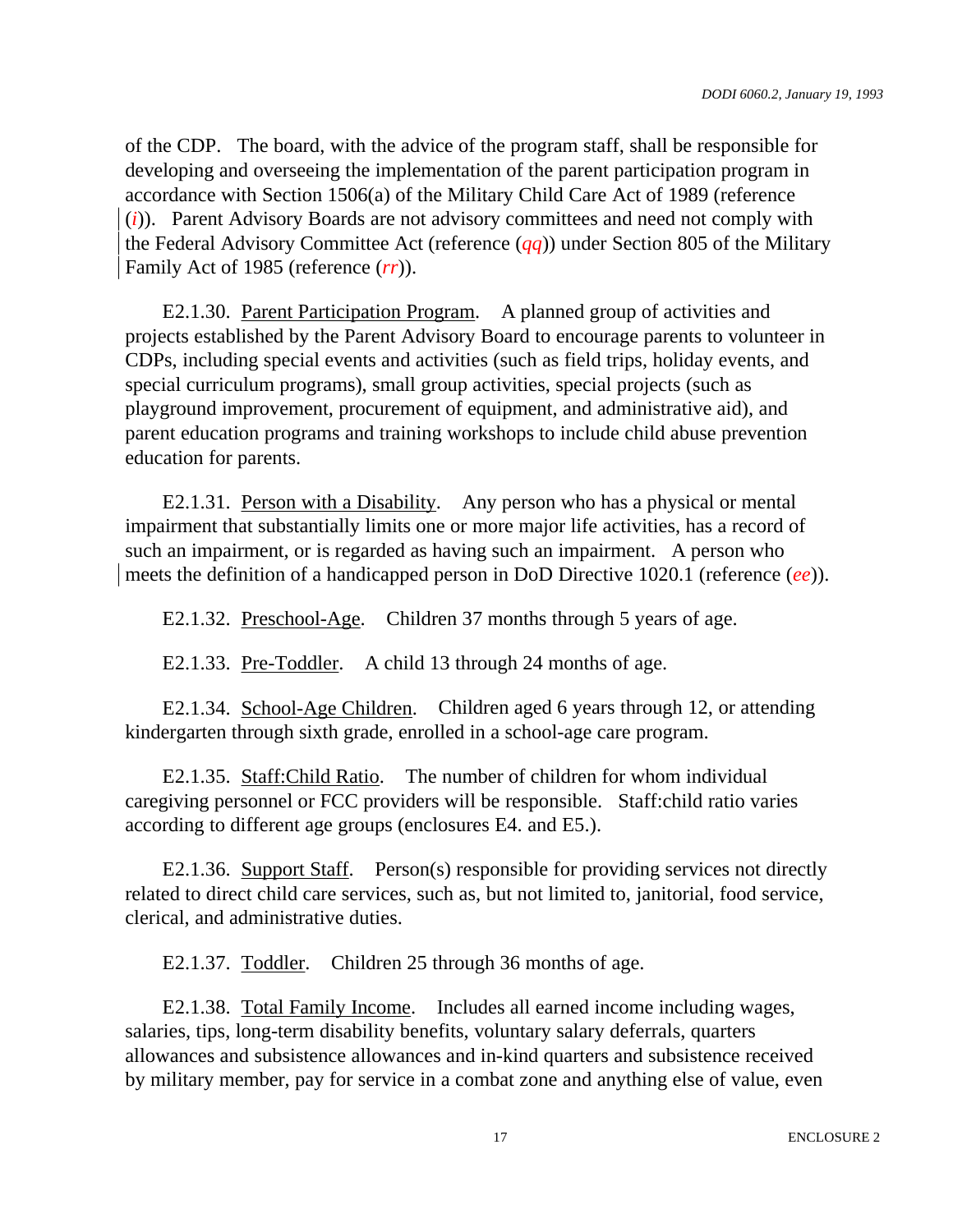of the CDP. The board, with the advice of the program staff, shall be responsible for developing and overseeing the implementation of the parent participation program in accordance with Section 1506(a) of the Military Child Care Act of 1989 (reference (*i*)). Parent Advisory Boards are not advisory committees and need not comply with the Federal Advisory Committee Act (reference (*qq*)) under Section 805 of the Military Family Act of 1985 (reference (*rr*)).

E2.1.30. Parent Participation Program. A planned group of activities and projects established by the Parent Advisory Board to encourage parents to volunteer in CDPs, including special events and activities (such as field trips, holiday events, and special curriculum programs), small group activities, special projects (such as playground improvement, procurement of equipment, and administrative aid), and parent education programs and training workshops to include child abuse prevention education for parents.

E2.1.31. Person with a Disability. Any person who has a physical or mental impairment that substantially limits one or more major life activities, has a record of such an impairment, or is regarded as having such an impairment. A person who meets the definition of a handicapped person in DoD Directive 1020.1 (reference (*ee*)).

E2.1.32. Preschool-Age. Children 37 months through 5 years of age.

E2.1.33. Pre-Toddler. A child 13 through 24 months of age.

E2.1.34. School-Age Children. Children aged 6 years through 12, or attending kindergarten through sixth grade, enrolled in a school-age care program.

E2.1.35. Staff:Child Ratio. The number of children for whom individual caregiving personnel or FCC providers will be responsible. Staff:child ratio varies according to different age groups (enclosures E4. and E5.).

E2.1.36. Support Staff. Person(s) responsible for providing services not directly related to direct child care services, such as, but not limited to, janitorial, food service, clerical, and administrative duties.

E2.1.37. Toddler. Children 25 through 36 months of age.

E2.1.38. Total Family Income. Includes all earned income including wages, salaries, tips, long-term disability benefits, voluntary salary deferrals, quarters allowances and subsistence allowances and in-kind quarters and subsistence received by military member, pay for service in a combat zone and anything else of value, even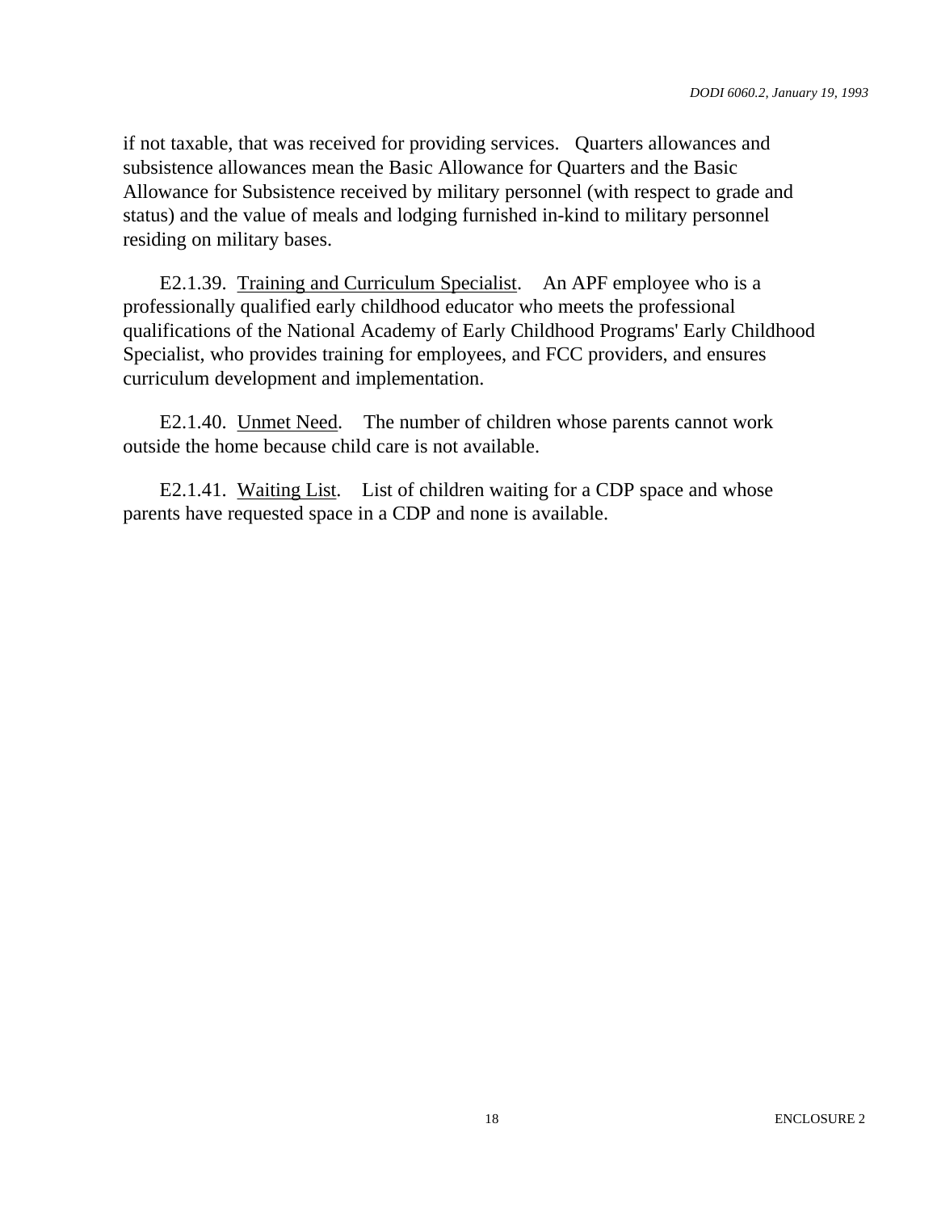if not taxable, that was received for providing services. Quarters allowances and subsistence allowances mean the Basic Allowance for Quarters and the Basic Allowance for Subsistence received by military personnel (with respect to grade and status) and the value of meals and lodging furnished in-kind to military personnel residing on military bases.

E2.1.39. Training and Curriculum Specialist. An APF employee who is a professionally qualified early childhood educator who meets the professional qualifications of the National Academy of Early Childhood Programs' Early Childhood Specialist, who provides training for employees, and FCC providers, and ensures curriculum development and implementation.

E2.1.40. Unmet Need. The number of children whose parents cannot work outside the home because child care is not available.

E2.1.41. Waiting List. List of children waiting for a CDP space and whose parents have requested space in a CDP and none is available.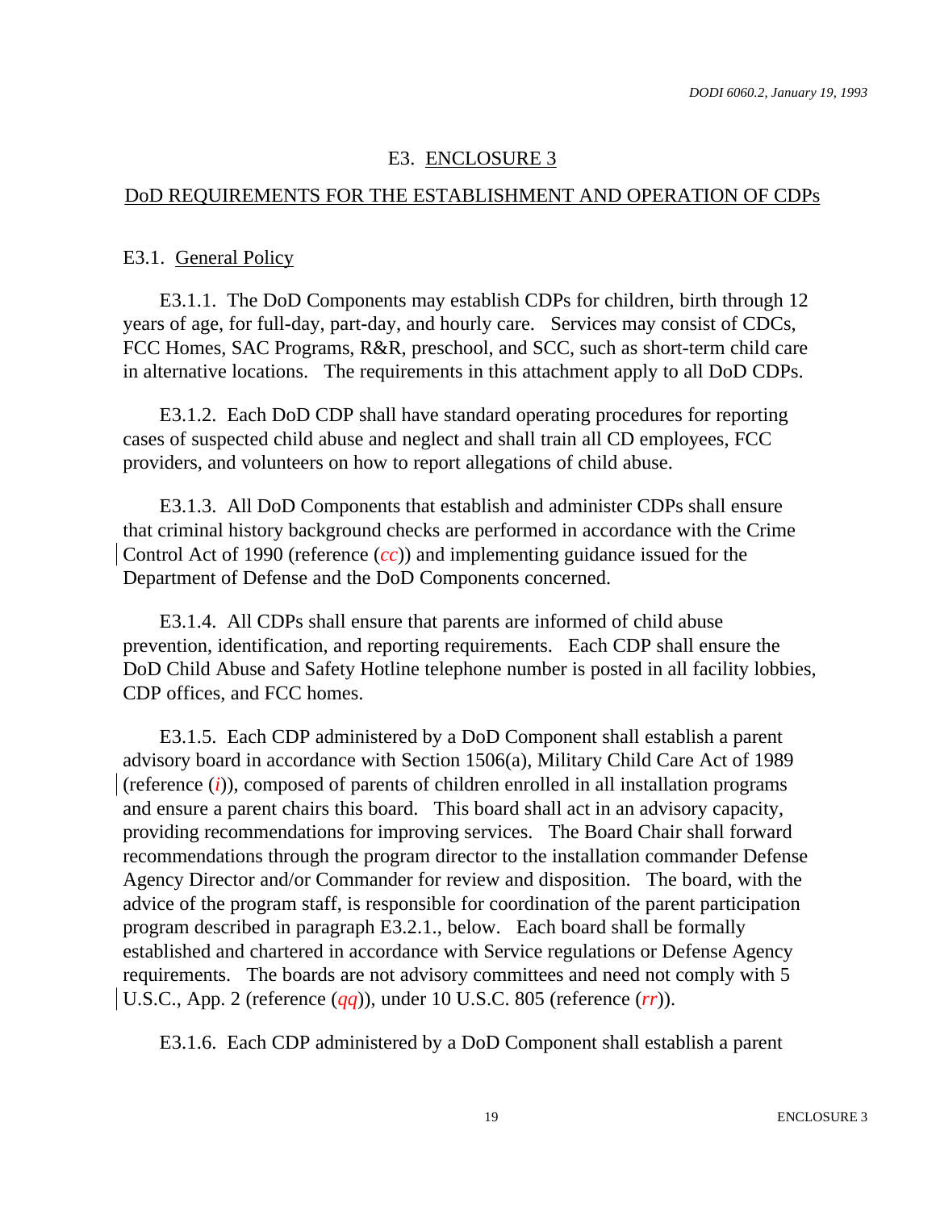# E3. ENCLOSURE 3

## DoD REQUIREMENTS FOR THE ESTABLISHMENT AND OPERATION OF CDPs

### E3.1. General Policy

E3.1.1. The DoD Components may establish CDPs for children, birth through 12 years of age, for full-day, part-day, and hourly care. Services may consist of CDCs, FCC Homes, SAC Programs, R&R, preschool, and SCC, such as short-term child care in alternative locations. The requirements in this attachment apply to all DoD CDPs.

E3.1.2. Each DoD CDP shall have standard operating procedures for reporting cases of suspected child abuse and neglect and shall train all CD employees, FCC providers, and volunteers on how to report allegations of child abuse.

E3.1.3. All DoD Components that establish and administer CDPs shall ensure that criminal history background checks are performed in accordance with the Crime Control Act of 1990 (reference (*cc*)) and implementing guidance issued for the Department of Defense and the DoD Components concerned.

E3.1.4. All CDPs shall ensure that parents are informed of child abuse prevention, identification, and reporting requirements. Each CDP shall ensure the DoD Child Abuse and Safety Hotline telephone number is posted in all facility lobbies, CDP offices, and FCC homes.

E3.1.5. Each CDP administered by a DoD Component shall establish a parent advisory board in accordance with Section 1506(a), Military Child Care Act of 1989 (reference (*i*)), composed of parents of children enrolled in all installation programs and ensure a parent chairs this board. This board shall act in an advisory capacity, providing recommendations for improving services. The Board Chair shall forward recommendations through the program director to the installation commander Defense Agency Director and/or Commander for review and disposition. The board, with the advice of the program staff, is responsible for coordination of the parent participation program described in paragraph E3.2.1., below. Each board shall be formally established and chartered in accordance with Service regulations or Defense Agency requirements. The boards are not advisory committees and need not comply with 5 U.S.C., App. 2 (reference (*qq*)), under 10 U.S.C. 805 (reference (*rr*)).

E3.1.6. Each CDP administered by a DoD Component shall establish a parent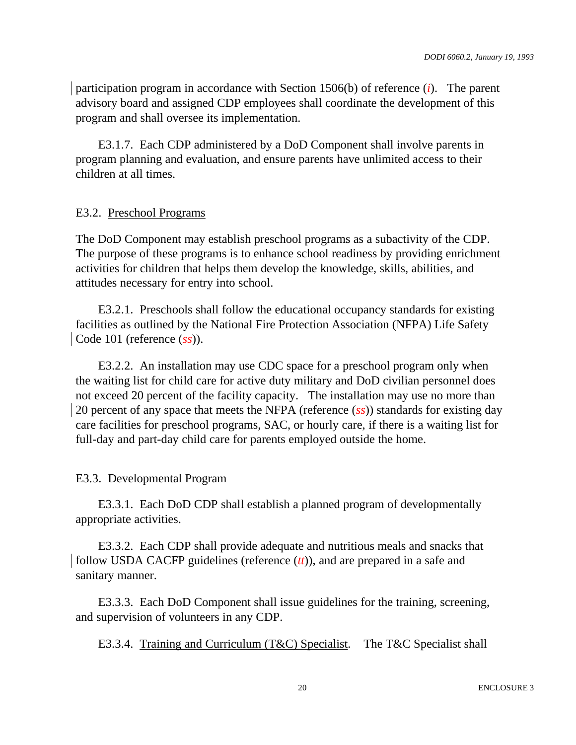participation program in accordance with Section 1506(b) of reference (*i*). The parent advisory board and assigned CDP employees shall coordinate the development of this program and shall oversee its implementation.

E3.1.7. Each CDP administered by a DoD Component shall involve parents in program planning and evaluation, and ensure parents have unlimited access to their children at all times.

E3.2. Preschool Programs

The DoD Component may establish preschool programs as a subactivity of the CDP. The purpose of these programs is to enhance school readiness by providing enrichment activities for children that helps them develop the knowledge, skills, abilities, and attitudes necessary for entry into school.

E3.2.1. Preschools shall follow the educational occupancy standards for existing facilities as outlined by the National Fire Protection Association (NFPA) Life Safety Code 101 (reference (*ss*)).

E3.2.2. An installation may use CDC space for a preschool program only when the waiting list for child care for active duty military and DoD civilian personnel does not exceed 20 percent of the facility capacity. The installation may use no more than 20 percent of any space that meets the NFPA (reference (*ss*)) standards for existing day care facilities for preschool programs, SAC, or hourly care, if there is a waiting list for full-day and part-day child care for parents employed outside the home.

E3.3. Developmental Program

E3.3.1. Each DoD CDP shall establish a planned program of developmentally appropriate activities.

E3.3.2. Each CDP shall provide adequate and nutritious meals and snacks that follow USDA CACFP guidelines (reference (*tt*)), and are prepared in a safe and sanitary manner.

E3.3.3. Each DoD Component shall issue guidelines for the training, screening, and supervision of volunteers in any CDP.

E3.3.4. Training and Curriculum (T&C) Specialist. The T&C Specialist shall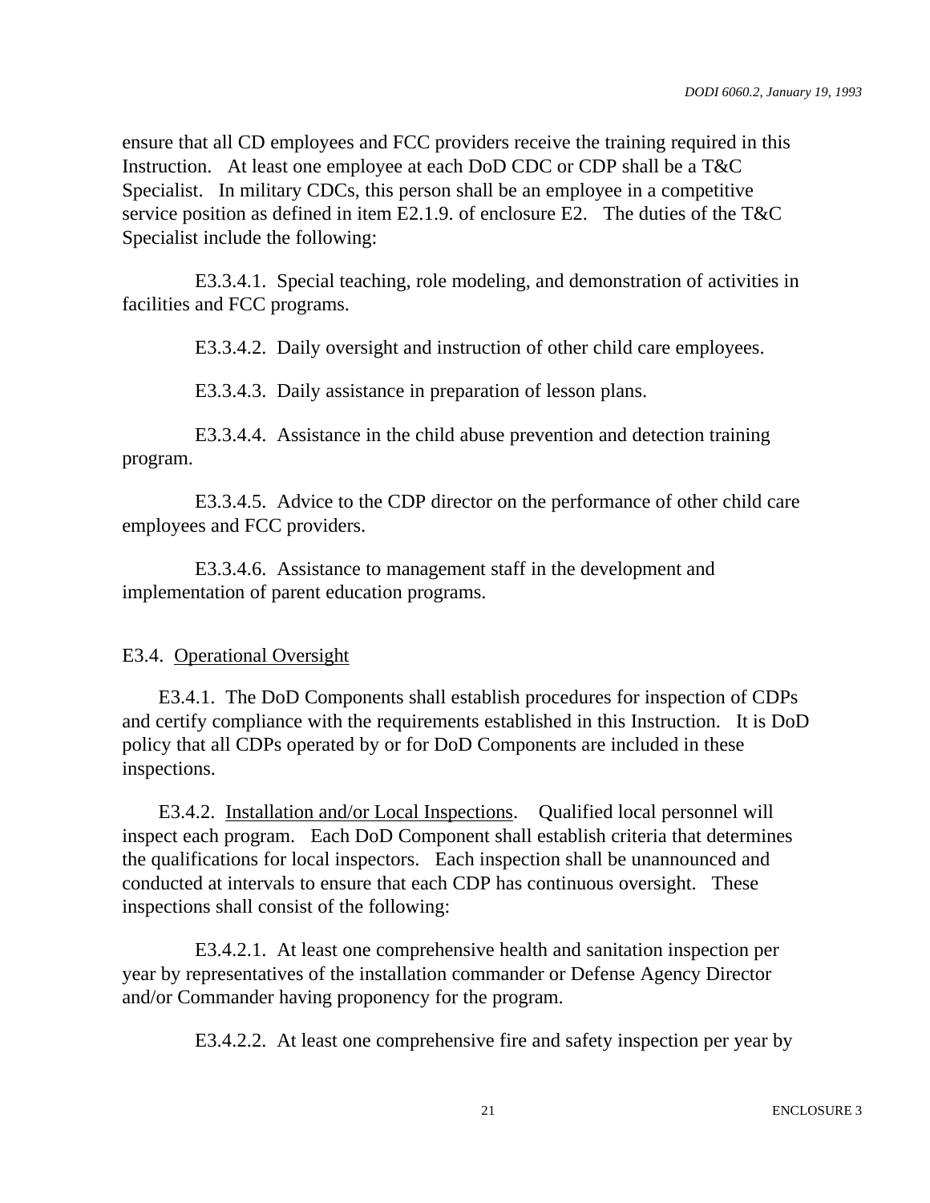ensure that all CD employees and FCC providers receive the training required in this Instruction. At least one employee at each DoD CDC or CDP shall be a T&C Specialist. In military CDCs, this person shall be an employee in a competitive service position as defined in item E2.1.9. of enclosure E2. The duties of the T&C Specialist include the following:

E3.3.4.1. Special teaching, role modeling, and demonstration of activities in facilities and FCC programs.

E3.3.4.2. Daily oversight and instruction of other child care employees.

E3.3.4.3. Daily assistance in preparation of lesson plans.

E3.3.4.4. Assistance in the child abuse prevention and detection training program.

E3.3.4.5. Advice to the CDP director on the performance of other child care employees and FCC providers.

E3.3.4.6. Assistance to management staff in the development and implementation of parent education programs.

E3.4. Operational Oversight

E3.4.1. The DoD Components shall establish procedures for inspection of CDPs and certify compliance with the requirements established in this Instruction. It is DoD policy that all CDPs operated by or for DoD Components are included in these inspections.

E3.4.2. Installation and/or Local Inspections. Qualified local personnel will inspect each program. Each DoD Component shall establish criteria that determines the qualifications for local inspectors. Each inspection shall be unannounced and conducted at intervals to ensure that each CDP has continuous oversight. These inspections shall consist of the following:

E3.4.2.1. At least one comprehensive health and sanitation inspection per year by representatives of the installation commander or Defense Agency Director and/or Commander having proponency for the program.

E3.4.2.2. At least one comprehensive fire and safety inspection per year by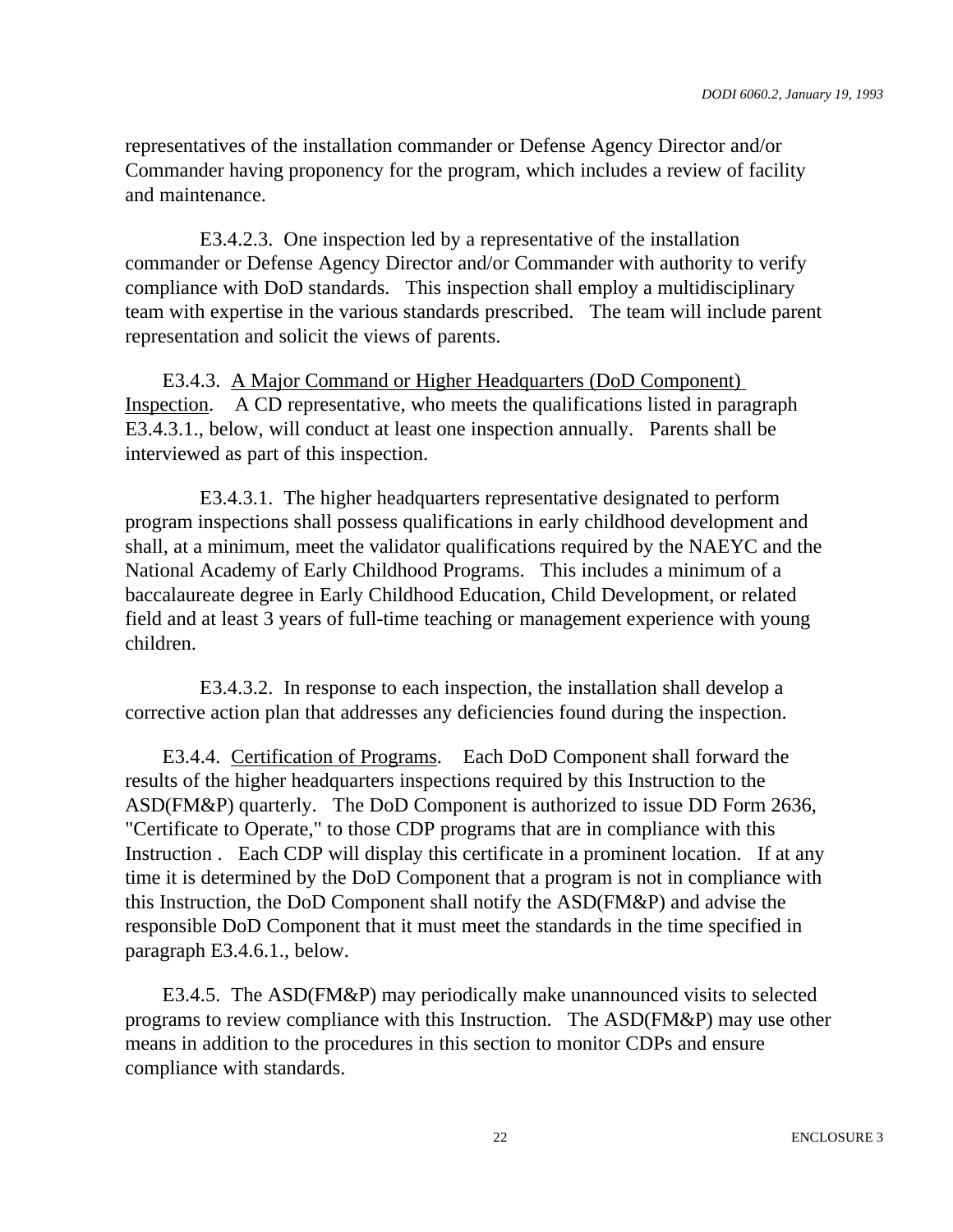representatives of the installation commander or Defense Agency Director and/or Commander having proponency for the program, which includes a review of facility and maintenance.

E3.4.2.3. One inspection led by a representative of the installation commander or Defense Agency Director and/or Commander with authority to verify compliance with DoD standards. This inspection shall employ a multidisciplinary team with expertise in the various standards prescribed. The team will include parent representation and solicit the views of parents.

E3.4.3. A Major Command or Higher Headquarters (DoD Component) Inspection. A CD representative, who meets the qualifications listed in paragraph E3.4.3.1., below, will conduct at least one inspection annually. Parents shall be interviewed as part of this inspection.

E3.4.3.1. The higher headquarters representative designated to perform program inspections shall possess qualifications in early childhood development and shall, at a minimum, meet the validator qualifications required by the NAEYC and the National Academy of Early Childhood Programs. This includes a minimum of a baccalaureate degree in Early Childhood Education, Child Development, or related field and at least 3 years of full-time teaching or management experience with young children.

E3.4.3.2. In response to each inspection, the installation shall develop a corrective action plan that addresses any deficiencies found during the inspection.

E3.4.4. Certification of Programs. Each DoD Component shall forward the results of the higher headquarters inspections required by this Instruction to the ASD(FM&P) quarterly. The DoD Component is authorized to issue DD Form 2636, "Certificate to Operate," to those CDP programs that are in compliance with this Instruction . Each CDP will display this certificate in a prominent location. If at any time it is determined by the DoD Component that a program is not in compliance with this Instruction, the DoD Component shall notify the ASD(FM&P) and advise the responsible DoD Component that it must meet the standards in the time specified in paragraph E3.4.6.1., below.

E3.4.5. The ASD(FM&P) may periodically make unannounced visits to selected programs to review compliance with this Instruction. The ASD(FM&P) may use other means in addition to the procedures in this section to monitor CDPs and ensure compliance with standards.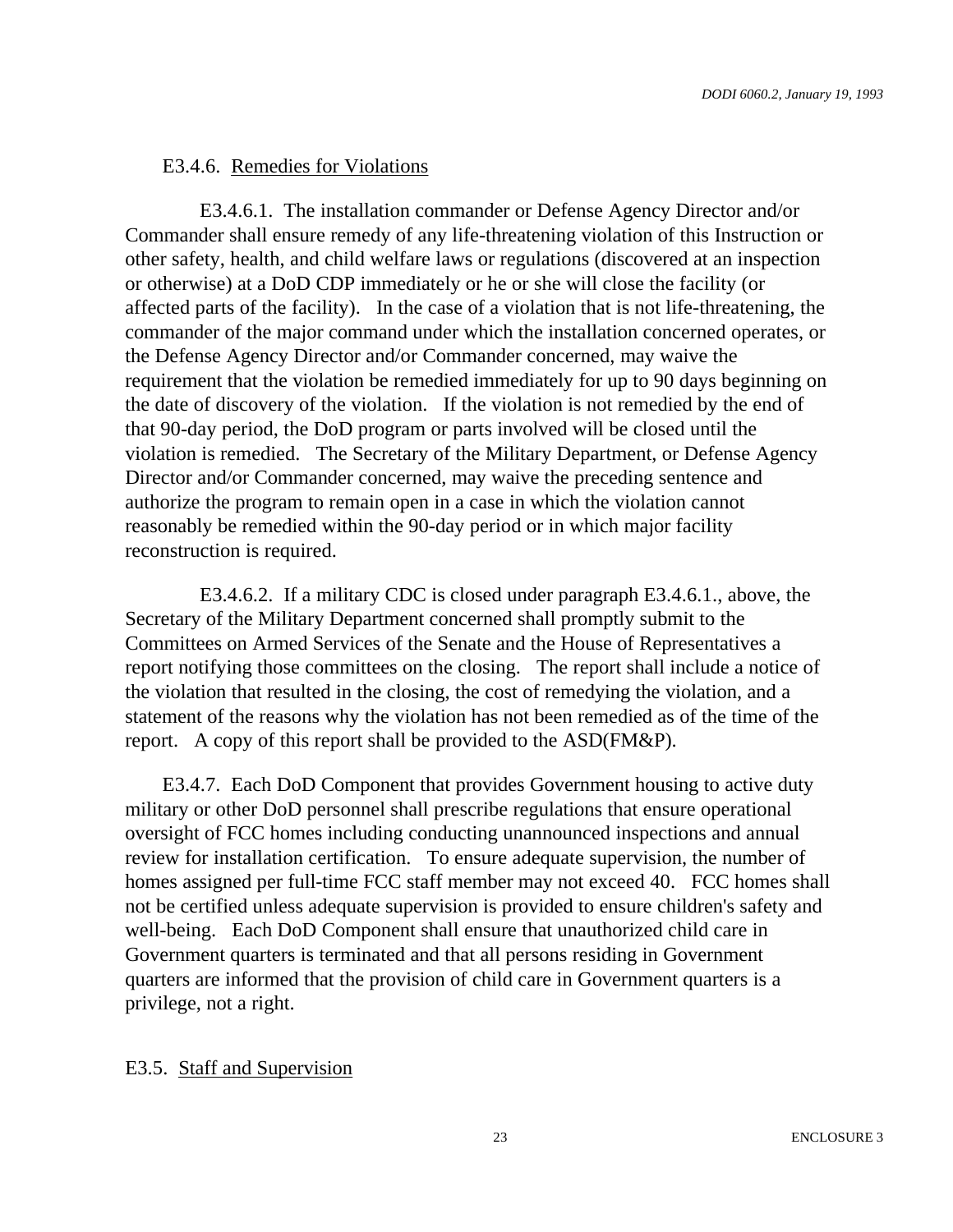E3.4.6. Remedies for Violations

E3.4.6.1. The installation commander or Defense Agency Director and/or Commander shall ensure remedy of any life-threatening violation of this Instruction or other safety, health, and child welfare laws or regulations (discovered at an inspection or otherwise) at a DoD CDP immediately or he or she will close the facility (or affected parts of the facility). In the case of a violation that is not life-threatening, the commander of the major command under which the installation concerned operates, or the Defense Agency Director and/or Commander concerned, may waive the requirement that the violation be remedied immediately for up to 90 days beginning on the date of discovery of the violation. If the violation is not remedied by the end of that 90-day period, the DoD program or parts involved will be closed until the violation is remedied. The Secretary of the Military Department, or Defense Agency Director and/or Commander concerned, may waive the preceding sentence and authorize the program to remain open in a case in which the violation cannot reasonably be remedied within the 90-day period or in which major facility reconstruction is required.

E3.4.6.2. If a military CDC is closed under paragraph E3.4.6.1., above, the Secretary of the Military Department concerned shall promptly submit to the Committees on Armed Services of the Senate and the House of Representatives a report notifying those committees on the closing. The report shall include a notice of the violation that resulted in the closing, the cost of remedying the violation, and a statement of the reasons why the violation has not been remedied as of the time of the report. A copy of this report shall be provided to the ASD(FM&P).

E3.4.7. Each DoD Component that provides Government housing to active duty military or other DoD personnel shall prescribe regulations that ensure operational oversight of FCC homes including conducting unannounced inspections and annual review for installation certification. To ensure adequate supervision, the number of homes assigned per full-time FCC staff member may not exceed 40. FCC homes shall not be certified unless adequate supervision is provided to ensure children's safety and well-being. Each DoD Component shall ensure that unauthorized child care in Government quarters is terminated and that all persons residing in Government quarters are informed that the provision of child care in Government quarters is a privilege, not a right.

E3.5. Staff and Supervision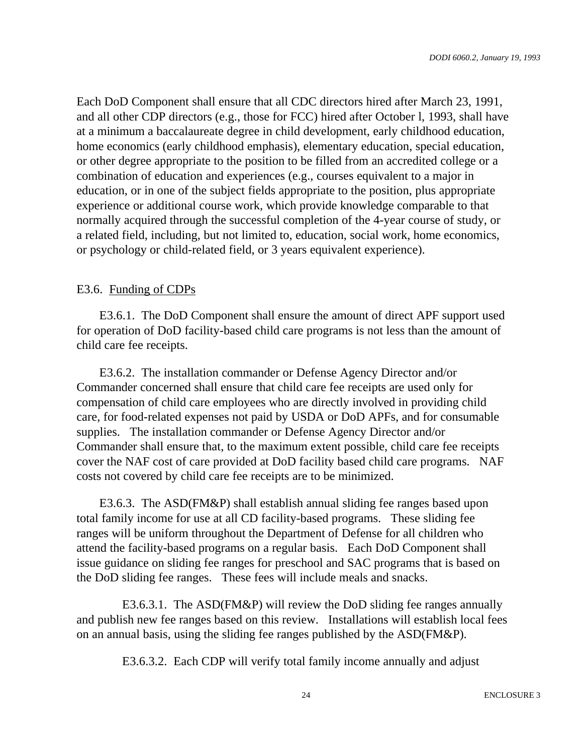Each DoD Component shall ensure that all CDC directors hired after March 23, 1991, and all other CDP directors (e.g., those for FCC) hired after October l, 1993, shall have at a minimum a baccalaureate degree in child development, early childhood education, home economics (early childhood emphasis), elementary education, special education, or other degree appropriate to the position to be filled from an accredited college or a combination of education and experiences (e.g., courses equivalent to a major in education, or in one of the subject fields appropriate to the position, plus appropriate experience or additional course work, which provide knowledge comparable to that normally acquired through the successful completion of the 4-year course of study, or a related field, including, but not limited to, education, social work, home economics, or psychology or child-related field, or 3 years equivalent experience).

E3.6. Funding of CDPs

E3.6.1. The DoD Component shall ensure the amount of direct APF support used for operation of DoD facility-based child care programs is not less than the amount of child care fee receipts.

E3.6.2. The installation commander or Defense Agency Director and/or Commander concerned shall ensure that child care fee receipts are used only for compensation of child care employees who are directly involved in providing child care, for food-related expenses not paid by USDA or DoD APFs, and for consumable supplies. The installation commander or Defense Agency Director and/or Commander shall ensure that, to the maximum extent possible, child care fee receipts cover the NAF cost of care provided at DoD facility based child care programs. NAF costs not covered by child care fee receipts are to be minimized.

E3.6.3. The ASD(FM&P) shall establish annual sliding fee ranges based upon total family income for use at all CD facility-based programs. These sliding fee ranges will be uniform throughout the Department of Defense for all children who attend the facility-based programs on a regular basis. Each DoD Component shall issue guidance on sliding fee ranges for preschool and SAC programs that is based on the DoD sliding fee ranges. These fees will include meals and snacks.

E3.6.3.1. The ASD(FM&P) will review the DoD sliding fee ranges annually and publish new fee ranges based on this review. Installations will establish local fees on an annual basis, using the sliding fee ranges published by the ASD(FM&P).

E3.6.3.2. Each CDP will verify total family income annually and adjust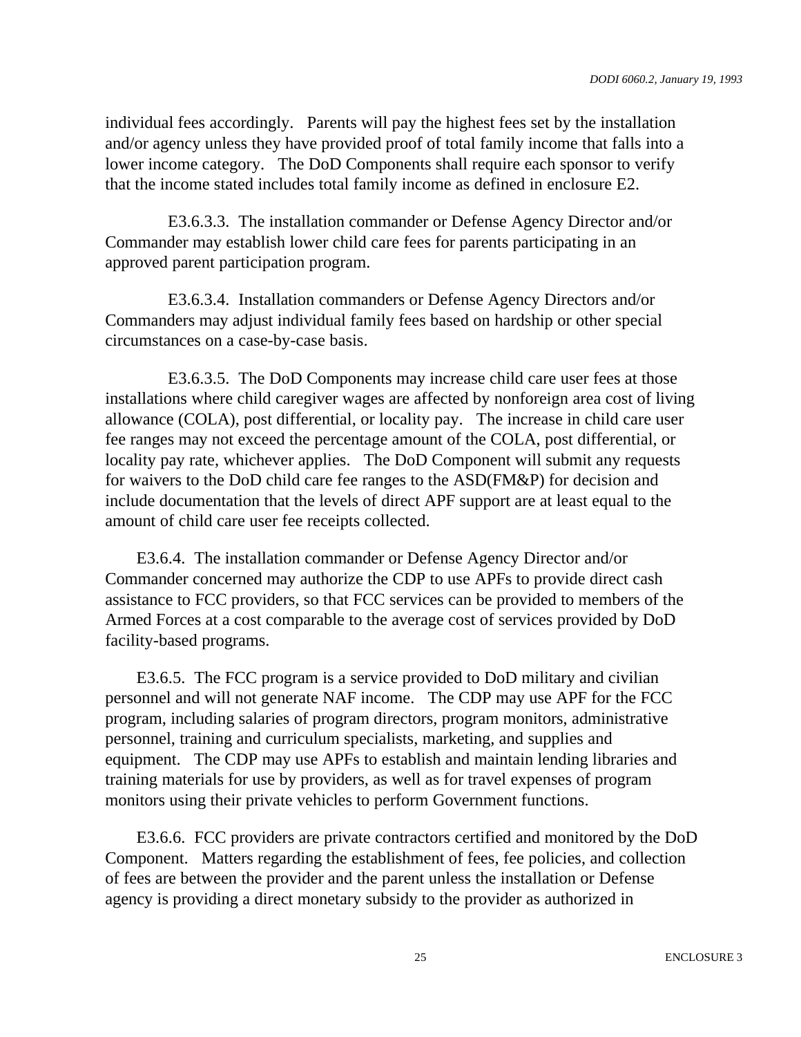individual fees accordingly. Parents will pay the highest fees set by the installation and/or agency unless they have provided proof of total family income that falls into a lower income category. The DoD Components shall require each sponsor to verify that the income stated includes total family income as defined in enclosure E2.

E3.6.3.3. The installation commander or Defense Agency Director and/or Commander may establish lower child care fees for parents participating in an approved parent participation program.

E3.6.3.4. Installation commanders or Defense Agency Directors and/or Commanders may adjust individual family fees based on hardship or other special circumstances on a case-by-case basis.

E3.6.3.5. The DoD Components may increase child care user fees at those installations where child caregiver wages are affected by nonforeign area cost of living allowance (COLA), post differential, or locality pay. The increase in child care user fee ranges may not exceed the percentage amount of the COLA, post differential, or locality pay rate, whichever applies. The DoD Component will submit any requests for waivers to the DoD child care fee ranges to the ASD(FM&P) for decision and include documentation that the levels of direct APF support are at least equal to the amount of child care user fee receipts collected.

E3.6.4. The installation commander or Defense Agency Director and/or Commander concerned may authorize the CDP to use APFs to provide direct cash assistance to FCC providers, so that FCC services can be provided to members of the Armed Forces at a cost comparable to the average cost of services provided by DoD facility-based programs.

E3.6.5. The FCC program is a service provided to DoD military and civilian personnel and will not generate NAF income. The CDP may use APF for the FCC program, including salaries of program directors, program monitors, administrative personnel, training and curriculum specialists, marketing, and supplies and equipment. The CDP may use APFs to establish and maintain lending libraries and training materials for use by providers, as well as for travel expenses of program monitors using their private vehicles to perform Government functions.

E3.6.6. FCC providers are private contractors certified and monitored by the DoD Component. Matters regarding the establishment of fees, fee policies, and collection of fees are between the provider and the parent unless the installation or Defense agency is providing a direct monetary subsidy to the provider as authorized in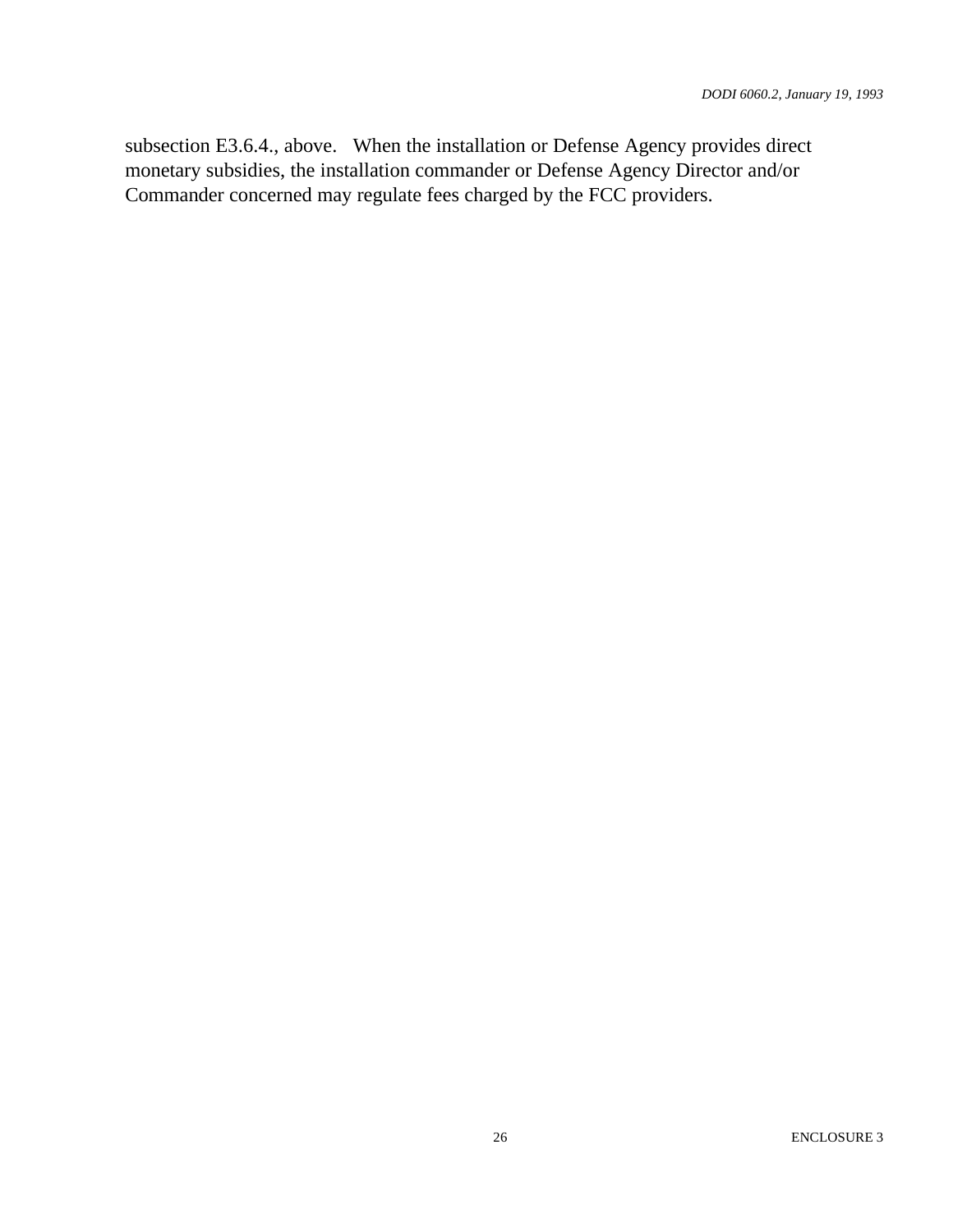subsection E3.6.4., above. When the installation or Defense Agency provides direct monetary subsidies, the installation commander or Defense Agency Director and/or Commander concerned may regulate fees charged by the FCC providers.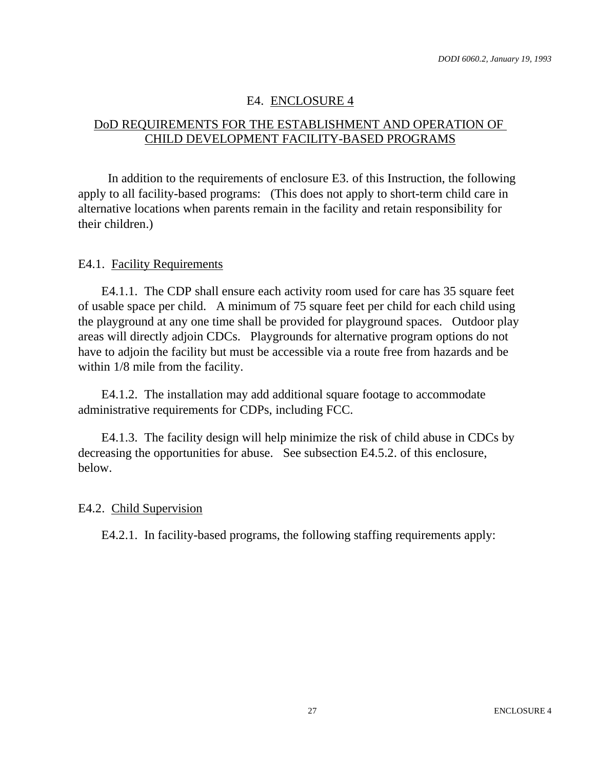# E4. ENCLOSURE 4

## DoD REQUIREMENTS FOR THE ESTABLISHMENT AND OPERATION OF CHILD DEVELOPMENT FACILITY-BASED PROGRAMS

In addition to the requirements of enclosure E3. of this Instruction, the following apply to all facility-based programs: (This does not apply to short-term child care in alternative locations when parents remain in the facility and retain responsibility for their children.)

### E4.1. Facility Requirements

E4.1.1. The CDP shall ensure each activity room used for care has 35 square feet of usable space per child. A minimum of 75 square feet per child for each child using the playground at any one time shall be provided for playground spaces. Outdoor play areas will directly adjoin CDCs. Playgrounds for alternative program options do not have to adjoin the facility but must be accessible via a route free from hazards and be within 1/8 mile from the facility.

E4.1.2. The installation may add additional square footage to accommodate administrative requirements for CDPs, including FCC.

E4.1.3. The facility design will help minimize the risk of child abuse in CDCs by decreasing the opportunities for abuse. See subsection E4.5.2. of this enclosure, below.

### E4.2. Child Supervision

E4.2.1. In facility-based programs, the following staffing requirements apply: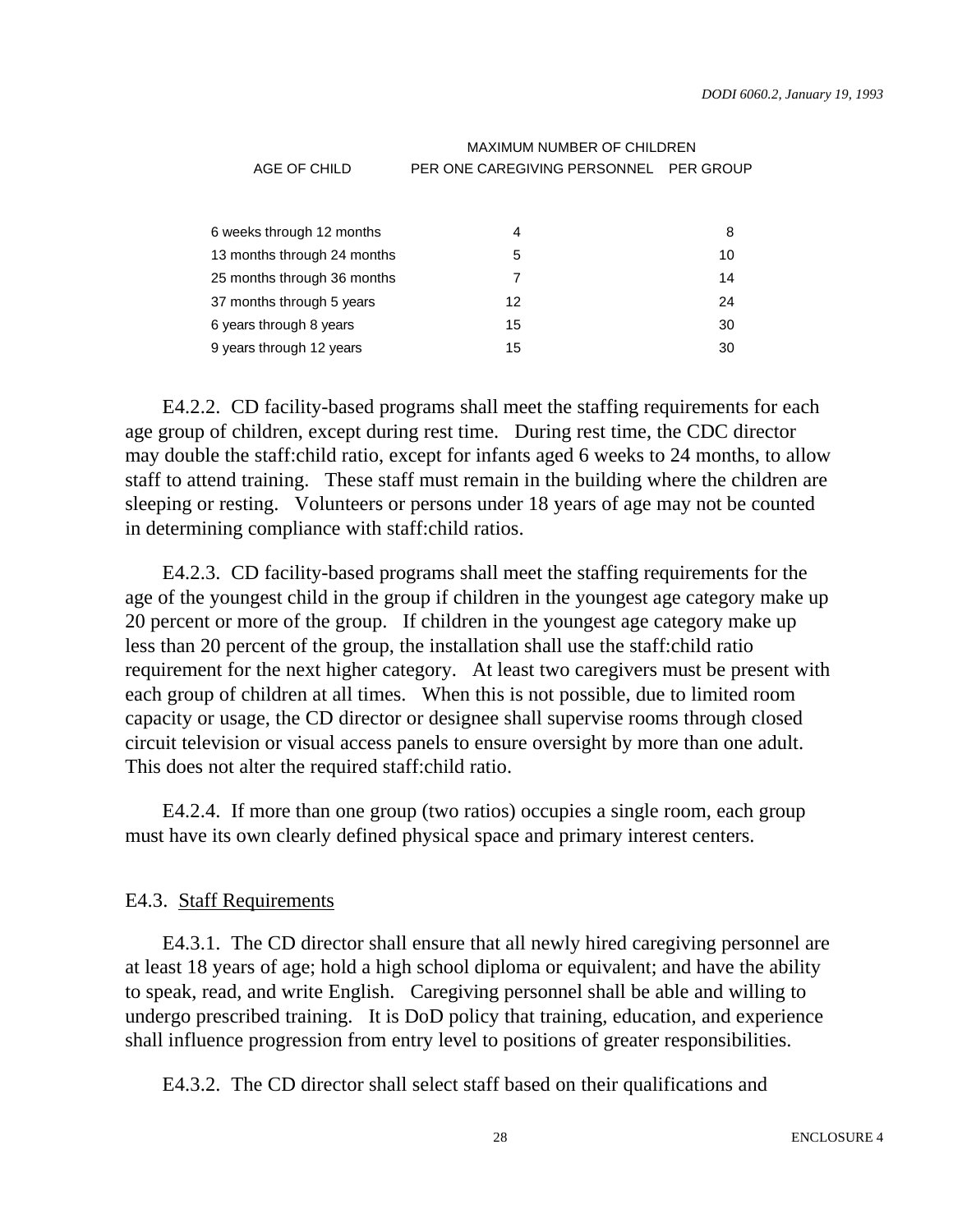| AGE OF CHILD | MAXIMUM NUMBER OF CHILDREN PER ONE CAREGIVING PERSONNEL | PER GROUP |
|---|---|---|
| 6 weeks through 12 months | 4 | 8 |
| 13 months through 24 months | 5 | 10 |
| 25 months through 36 months | 7 | 14 |
| 37 months through 5 years | 12 | 24 |
| 6 years through 8 years | 15 | 30 |
| 9 years through 12 years | 15 | 30 |

E4.2.2. CD facility-based programs shall meet the staffing requirements for each age group of children, except during rest time. During rest time, the CDC director may double the staff:child ratio, except for infants aged 6 weeks to 24 months, to allow staff to attend training. These staff must remain in the building where the children are sleeping or resting. Volunteers or persons under 18 years of age may not be counted in determining compliance with staff:child ratios.

E4.2.3. CD facility-based programs shall meet the staffing requirements for the age of the youngest child in the group if children in the youngest age category make up 20 percent or more of the group. If children in the youngest age category make up less than 20 percent of the group, the installation shall use the staff:child ratio requirement for the next higher category. At least two caregivers must be present with each group of children at all times. When this is not possible, due to limited room capacity or usage, the CD director or designee shall supervise rooms through closed circuit television or visual access panels to ensure oversight by more than one adult. This does not alter the required staff:child ratio.

E4.2.4. If more than one group (two ratios) occupies a single room, each group must have its own clearly defined physical space and primary interest centers.

E4.3. Staff Requirements

E4.3.1. The CD director shall ensure that all newly hired caregiving personnel are at least 18 years of age; hold a high school diploma or equivalent; and have the ability to speak, read, and write English. Caregiving personnel shall be able and willing to undergo prescribed training. It is DoD policy that training, education, and experience shall influence progression from entry level to positions of greater responsibilities.

E4.3.2. The CD director shall select staff based on their qualifications and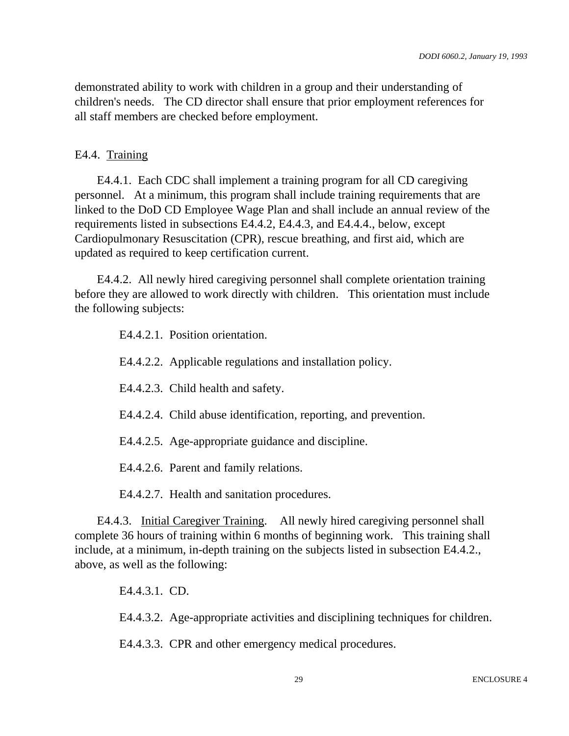demonstrated ability to work with children in a group and their understanding of children's needs. The CD director shall ensure that prior employment references for all staff members are checked before employment.

E4.4. Training

E4.4.1. Each CDC shall implement a training program for all CD caregiving personnel. At a minimum, this program shall include training requirements that are linked to the DoD CD Employee Wage Plan and shall include an annual review of the requirements listed in subsections E4.4.2, E4.4.3, and E4.4.4., below, except Cardiopulmonary Resuscitation (CPR), rescue breathing, and first aid, which are updated as required to keep certification current.

E4.4.2. All newly hired caregiving personnel shall complete orientation training before they are allowed to work directly with children. This orientation must include the following subjects:

E4.4.2.1. Position orientation.

E4.4.2.2. Applicable regulations and installation policy.

E4.4.2.3. Child health and safety.

E4.4.2.4. Child abuse identification, reporting, and prevention.

E4.4.2.5. Age-appropriate guidance and discipline.

E4.4.2.6. Parent and family relations.

E4.4.2.7. Health and sanitation procedures.

E4.4.3. Initial Caregiver Training. All newly hired caregiving personnel shall complete 36 hours of training within 6 months of beginning work. This training shall include, at a minimum, in-depth training on the subjects listed in subsection E4.4.2., above, as well as the following:

E4.4.3.1. CD.

E4.4.3.2. Age-appropriate activities and disciplining techniques for children.

E4.4.3.3. CPR and other emergency medical procedures.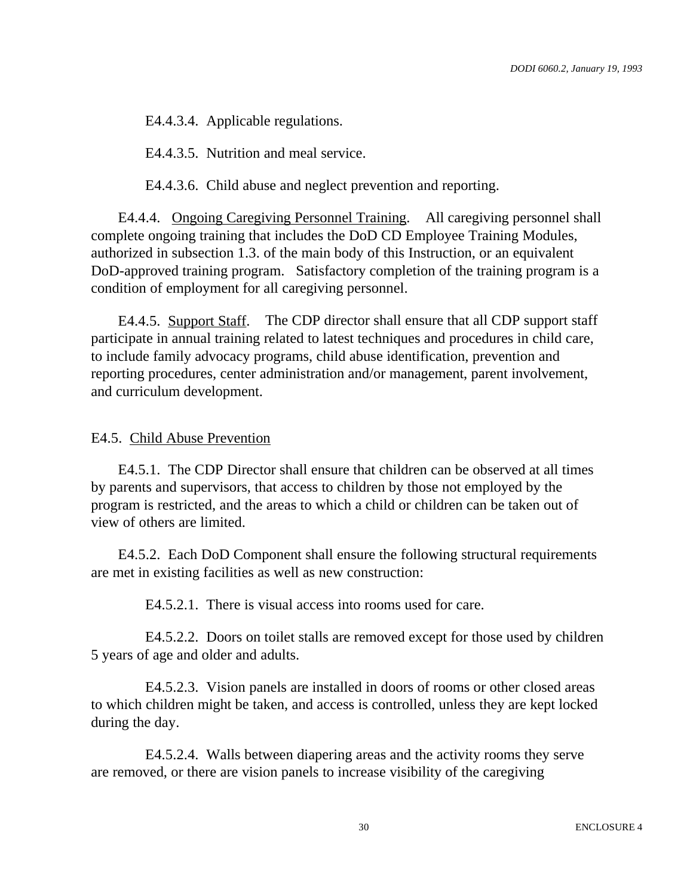E4.4.3.4. Applicable regulations.

E4.4.3.5. Nutrition and meal service.

E4.4.3.6. Child abuse and neglect prevention and reporting.

E4.4.4. Ongoing Caregiving Personnel Training. All caregiving personnel shall complete ongoing training that includes the DoD CD Employee Training Modules, authorized in subsection 1.3. of the main body of this Instruction, or an equivalent DoD-approved training program. Satisfactory completion of the training program is a condition of employment for all caregiving personnel.

E4.4.5. Support Staff. The CDP director shall ensure that all CDP support staff participate in annual training related to latest techniques and procedures in child care, to include family advocacy programs, child abuse identification, prevention and reporting procedures, center administration and/or management, parent involvement, and curriculum development.

E4.5. Child Abuse Prevention

E4.5.1. The CDP Director shall ensure that children can be observed at all times by parents and supervisors, that access to children by those not employed by the program is restricted, and the areas to which a child or children can be taken out of view of others are limited.

E4.5.2. Each DoD Component shall ensure the following structural requirements are met in existing facilities as well as new construction:

E4.5.2.1. There is visual access into rooms used for care.

E4.5.2.2. Doors on toilet stalls are removed except for those used by children 5 years of age and older and adults.

E4.5.2.3. Vision panels are installed in doors of rooms or other closed areas to which children might be taken, and access is controlled, unless they are kept locked during the day.

E4.5.2.4. Walls between diapering areas and the activity rooms they serve are removed, or there are vision panels to increase visibility of the caregiving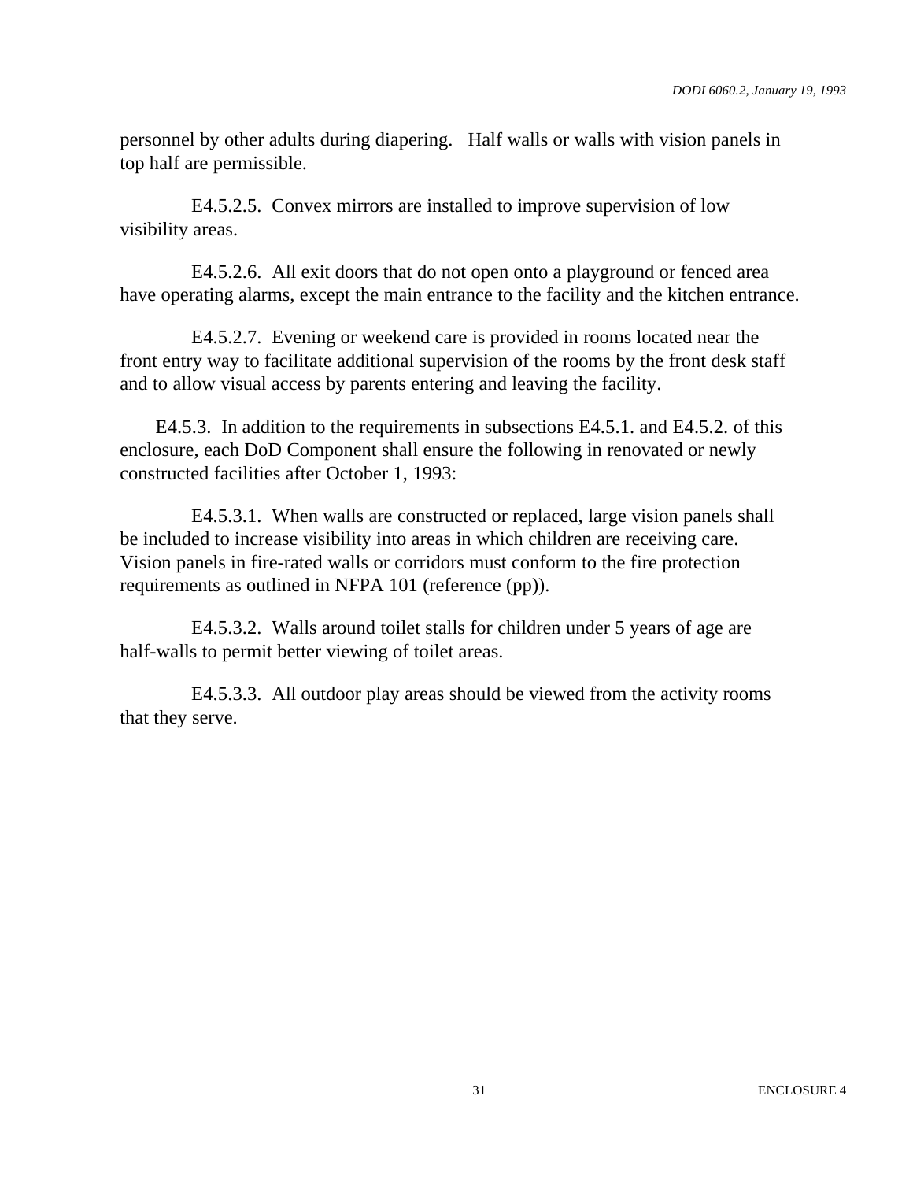personnel by other adults during diapering. Half walls or walls with vision panels in top half are permissible.

E4.5.2.5. Convex mirrors are installed to improve supervision of low visibility areas.

E4.5.2.6. All exit doors that do not open onto a playground or fenced area have operating alarms, except the main entrance to the facility and the kitchen entrance.

E4.5.2.7. Evening or weekend care is provided in rooms located near the front entry way to facilitate additional supervision of the rooms by the front desk staff and to allow visual access by parents entering and leaving the facility.

E4.5.3. In addition to the requirements in subsections E4.5.1. and E4.5.2. of this enclosure, each DoD Component shall ensure the following in renovated or newly constructed facilities after October 1, 1993:

E4.5.3.1. When walls are constructed or replaced, large vision panels shall be included to increase visibility into areas in which children are receiving care. Vision panels in fire-rated walls or corridors must conform to the fire protection requirements as outlined in NFPA 101 (reference (pp)).

E4.5.3.2. Walls around toilet stalls for children under 5 years of age are half-walls to permit better viewing of toilet areas.

E4.5.3.3. All outdoor play areas should be viewed from the activity rooms that they serve.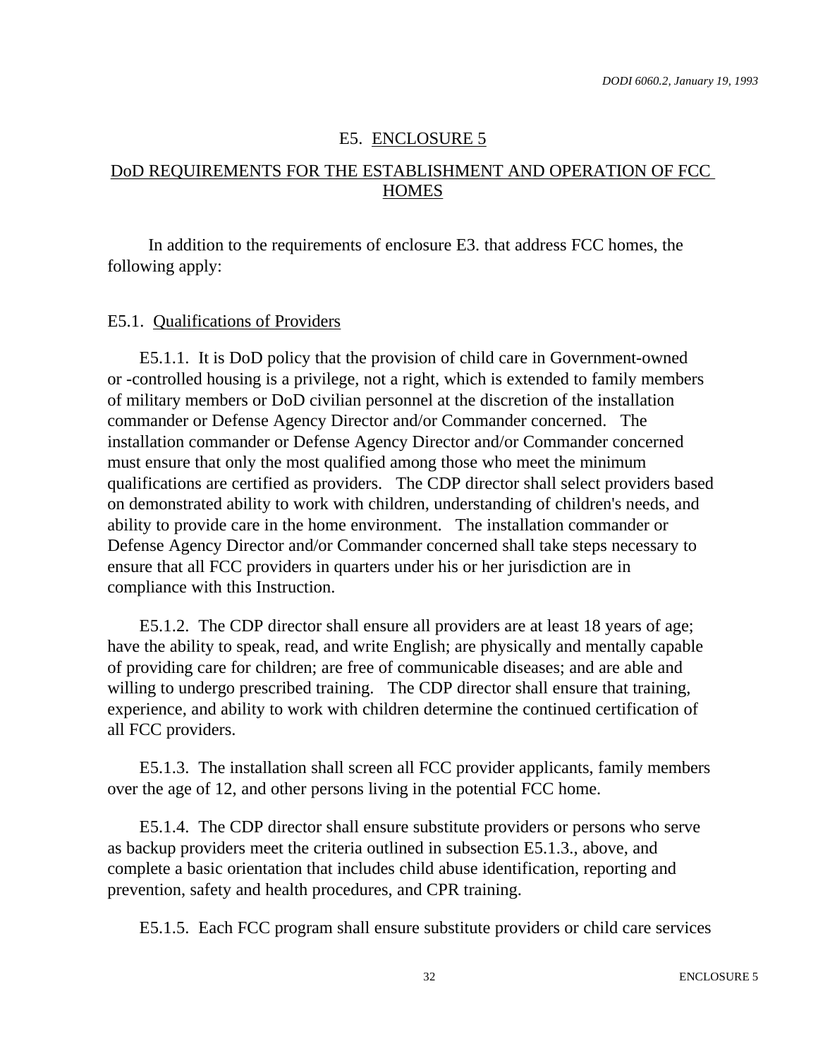## E5. ENCLOSURE 5

## DoD REQUIREMENTS FOR THE ESTABLISHMENT AND OPERATION OF FCC HOMES

In addition to the requirements of enclosure E3. that address FCC homes, the following apply:

### E5.1. Qualifications of Providers

E5.1.1. It is DoD policy that the provision of child care in Government-owned or -controlled housing is a privilege, not a right, which is extended to family members of military members or DoD civilian personnel at the discretion of the installation commander or Defense Agency Director and/or Commander concerned. The installation commander or Defense Agency Director and/or Commander concerned must ensure that only the most qualified among those who meet the minimum qualifications are certified as providers. The CDP director shall select providers based on demonstrated ability to work with children, understanding of children's needs, and ability to provide care in the home environment. The installation commander or Defense Agency Director and/or Commander concerned shall take steps necessary to ensure that all FCC providers in quarters under his or her jurisdiction are in compliance with this Instruction.

E5.1.2. The CDP director shall ensure all providers are at least 18 years of age; have the ability to speak, read, and write English; are physically and mentally capable of providing care for children; are free of communicable diseases; and are able and willing to undergo prescribed training. The CDP director shall ensure that training, experience, and ability to work with children determine the continued certification of all FCC providers.

E5.1.3. The installation shall screen all FCC provider applicants, family members over the age of 12, and other persons living in the potential FCC home.

E5.1.4. The CDP director shall ensure substitute providers or persons who serve as backup providers meet the criteria outlined in subsection E5.1.3., above, and complete a basic orientation that includes child abuse identification, reporting and prevention, safety and health procedures, and CPR training.

E5.1.5. Each FCC program shall ensure substitute providers or child care services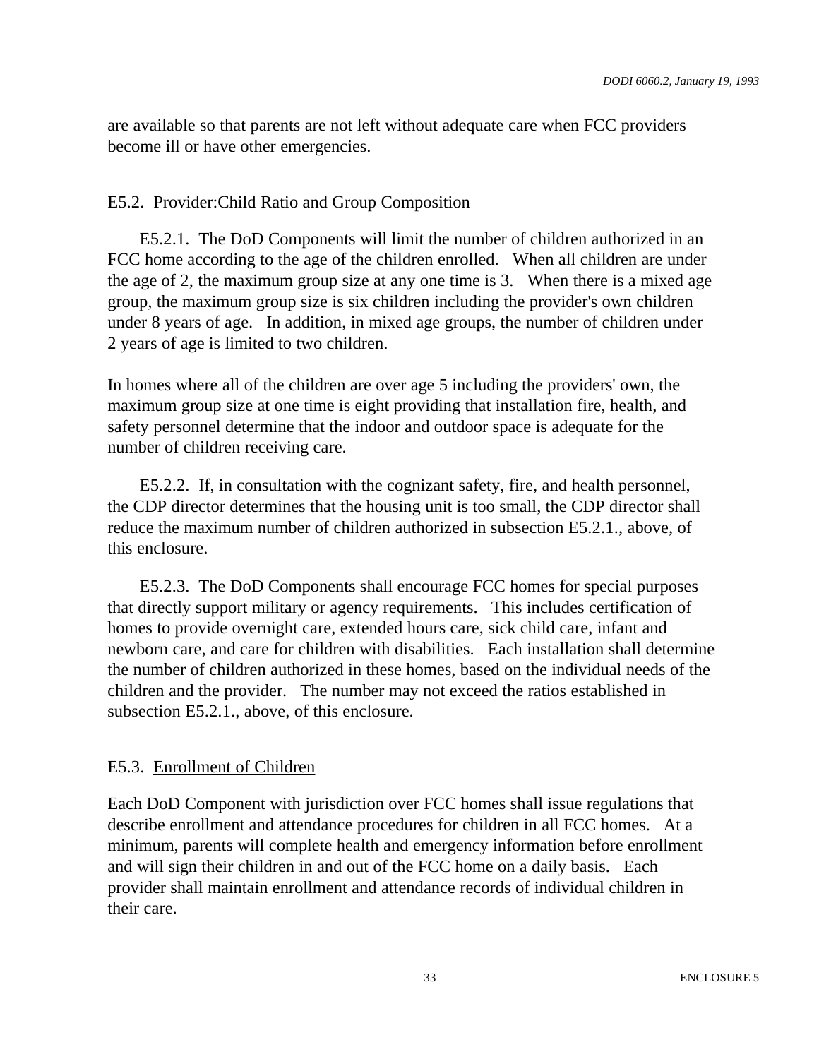are available so that parents are not left without adequate care when FCC providers become ill or have other emergencies.

## E5.2. Provider:Child Ratio and Group Composition

E5.2.1. The DoD Components will limit the number of children authorized in an FCC home according to the age of the children enrolled. When all children are under the age of 2, the maximum group size at any one time is 3. When there is a mixed age group, the maximum group size is six children including the provider's own children under 8 years of age. In addition, in mixed age groups, the number of children under 2 years of age is limited to two children.

In homes where all of the children are over age 5 including the providers' own, the maximum group size at one time is eight providing that installation fire, health, and safety personnel determine that the indoor and outdoor space is adequate for the number of children receiving care.

E5.2.2. If, in consultation with the cognizant safety, fire, and health personnel, the CDP director determines that the housing unit is too small, the CDP director shall reduce the maximum number of children authorized in subsection E5.2.1., above, of this enclosure.

E5.2.3. The DoD Components shall encourage FCC homes for special purposes that directly support military or agency requirements. This includes certification of homes to provide overnight care, extended hours care, sick child care, infant and newborn care, and care for children with disabilities. Each installation shall determine the number of children authorized in these homes, based on the individual needs of the children and the provider. The number may not exceed the ratios established in subsection E5.2.1., above, of this enclosure.

## E5.3. Enrollment of Children

Each DoD Component with jurisdiction over FCC homes shall issue regulations that describe enrollment and attendance procedures for children in all FCC homes. At a minimum, parents will complete health and emergency information before enrollment and will sign their children in and out of the FCC home on a daily basis. Each provider shall maintain enrollment and attendance records of individual children in their care.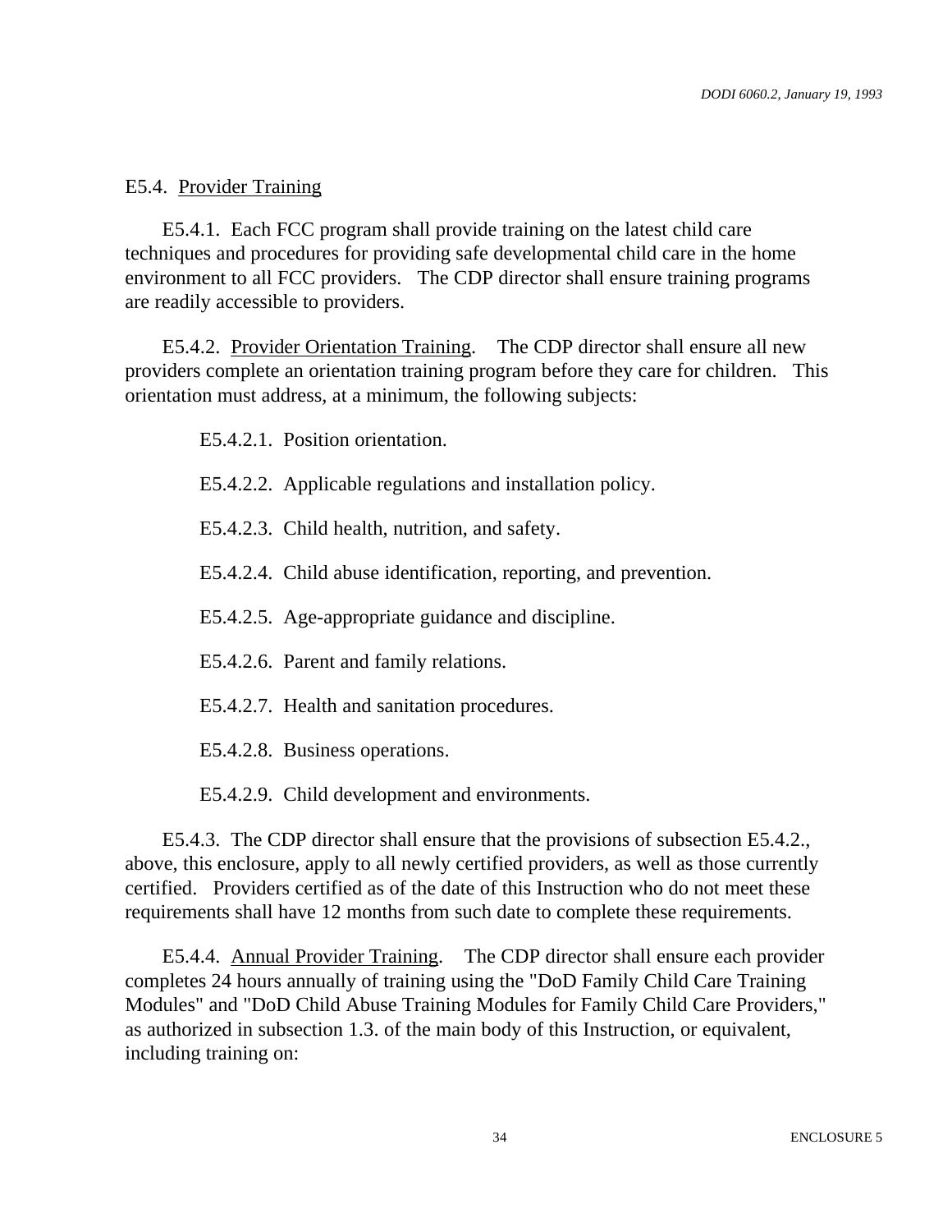E5.4. Provider Training

E5.4.1. Each FCC program shall provide training on the latest child care techniques and procedures for providing safe developmental child care in the home environment to all FCC providers. The CDP director shall ensure training programs are readily accessible to providers.

E5.4.2. Provider Orientation Training. The CDP director shall ensure all new providers complete an orientation training program before they care for children. This orientation must address, at a minimum, the following subjects:

E5.4.2.1. Position orientation.

E5.4.2.2. Applicable regulations and installation policy.

E5.4.2.3. Child health, nutrition, and safety.

E5.4.2.4. Child abuse identification, reporting, and prevention.

E5.4.2.5. Age-appropriate guidance and discipline.

E5.4.2.6. Parent and family relations.

E5.4.2.7. Health and sanitation procedures.

E5.4.2.8. Business operations.

E5.4.2.9. Child development and environments.

E5.4.3. The CDP director shall ensure that the provisions of subsection E5.4.2., above, this enclosure, apply to all newly certified providers, as well as those currently certified. Providers certified as of the date of this Instruction who do not meet these requirements shall have 12 months from such date to complete these requirements.

E5.4.4. Annual Provider Training. The CDP director shall ensure each provider completes 24 hours annually of training using the "DoD Family Child Care Training Modules" and "DoD Child Abuse Training Modules for Family Child Care Providers," as authorized in subsection 1.3. of the main body of this Instruction, or equivalent, including training on: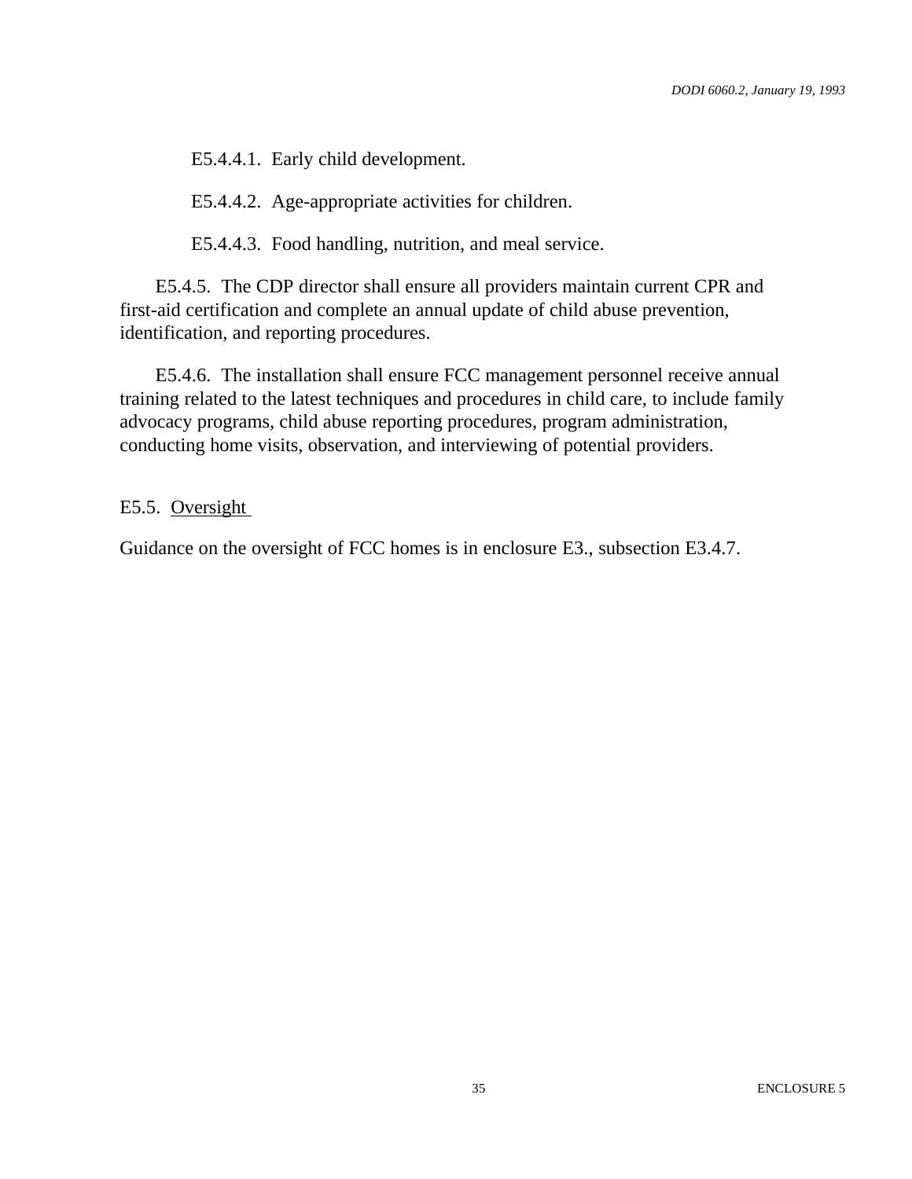E5.4.4.1. Early child development.

E5.4.4.2. Age-appropriate activities for children.

E5.4.4.3. Food handling, nutrition, and meal service.

E5.4.5. The CDP director shall ensure all providers maintain current CPR and first-aid certification and complete an annual update of child abuse prevention, identification, and reporting procedures.

E5.4.6. The installation shall ensure FCC management personnel receive annual training related to the latest techniques and procedures in child care, to include family advocacy programs, child abuse reporting procedures, program administration, conducting home visits, observation, and interviewing of potential providers.

E5.5. Oversight

Guidance on the oversight of FCC homes is in enclosure E3., subsection E3.4.7.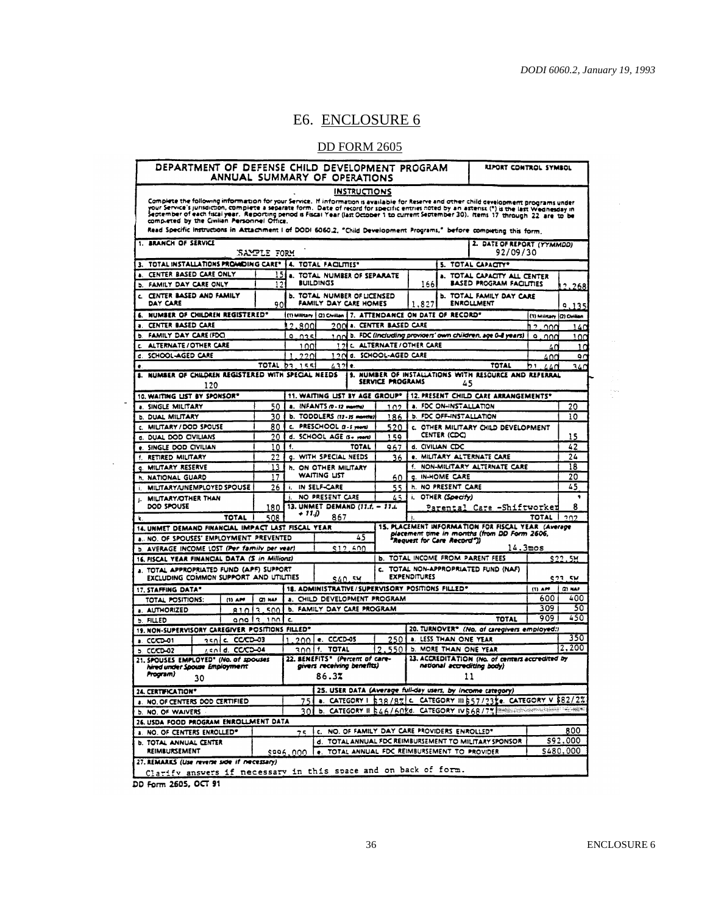# E6. ENCLOSURE 6

## DD FORM 2605

**DEPARTMENT OF DEFENSE CHILD DEVELOPMENT PROGRAM ANNUAL SUMMARY OF OPERATIONS**

REPORT CONTROL SYMBOL

**INSTRUCTIONS**

Complete the following information for your Service. If information is available for Reserve and other child development programs under your Service's jurisdiction, complete a separate form. Date of record for specific entries noted by an asterisk (*) is the last Wednesday in September of each fiscal year. Reporting period is Fiscal Year (last October 1 to current September 30). Items 17 through 22 are to be completed by the Civilian Personnel Office.

Read Specific Instructions in Attachment I of DODI 6060.2, "Child Development Programs," before completing this form.

1. BRANCH OF SERVICE: SAMPLE FORM

2. DATE OF REPORT (YYMMDD): 92/09/30

| 3. TOTAL INSTALLATIONS PROVIDING CARE* | | 4. TOTAL FACILITIES* | | 5. TOTAL CAPACITY* | |
|---|---|---|---|---|---|
| a. CENTER BASED CARE ONLY | 15 | a. TOTAL NUMBER OF SEPARATE BUILDINGS | 166 | a. TOTAL CAPACITY ALL CENTER BASED PROGRAM FACILITIES | 12,268 |
| b. FAMILY DAY CARE ONLY | 12 | | | | |
| c. CENTER BASED AND FAMILY DAY CARE | 90 | b. TOTAL NUMBER OF LICENSED FAMILY DAY CARE HOMES | 1,827 | b. TOTAL FAMILY DAY CARE ENROLLMENT | 9,135 |

| 6. NUMBER OF CHILDREN REGISTERED* | (1) Military | (2) Civilian | 7. ATTENDANCE ON DATE OF RECORD* | (1) Military | (2) Civilian |
|---|---|---|---|---|---|
| a. CENTER BASED CARE | 12,800 | 200 | a. CENTER BASED CARE | 12,000 | 140 |
| b. FAMILY DAY CARE (FDC) | 9,025 | 100 | b. FDC (Including providers' own children, age 0-8 years) | 9,000 | 100 |
| c. ALTERNATE/OTHER CARE | 100 | 12 | c. ALTERNATE/OTHER CARE | 40 | 10 |
| d. SCHOOL-AGED CARE | 1,220 | 120 | d. SCHOOL-AGED CARE | 400 | 90 |
| e. TOTAL | 23,155 | 432 | e. TOTAL | 21,440 | 340 |

8. NUMBER OF CHILDREN REGISTERED WITH SPECIAL NEEDS: 120

9. NUMBER OF INSTALLATIONS WITH RESOURCE AND REFERRAL SERVICE PROGRAMS: 45

| 10. WAITING LIST BY SPONSOR* | | 11. WAITING LIST BY AGE GROUP* | | 12. PRESENT CHILD CARE ARRANGEMENTS* | |
|---|---|---|---|---|---|
| a. SINGLE MILITARY | 50 | a. INFANTS (0-12 months) | 102 | a. FDC ON-INSTALLATION | 20 |
| b. DUAL MILITARY | 30 | b. TODDLERS (13-35 months) | 186 | b. FDC OFF-INSTALLATION | 10 |
| c. MILITARY/DOD SPOUSE | 80 | c. PRESCHOOL (3-5 years) | 520 | c. OTHER MILITARY CHILD DEVELOPMENT CENTER (CDC) | 15 |
| d. DUAL DOD CIVILIANS | 20 | d. SCHOOL AGE (6+ years) | 159 | | |
| e. SINGLE DOD CIVILIAN | 10 | f. TOTAL | 967 | d. CIVILIAN CDC | 42 |
| f. RETIRED MILITARY | 22 | g. WITH SPECIAL NEEDS | 36 | e. MILITARY ALTERNATE CARE | 24 |
| g. MILITARY RESERVE | 13 | h. ON OTHER MILITARY WAITING LIST | 60 | f. NON-MILITARY ALTERNATE CARE | 18 |
| h. NATIONAL GUARD | 17 | | | g. IN-HOME CARE | 20 |
| i. MILITARY/UNEMPLOYED SPOUSE | 26 | i. IN SELF-CARE | 55 | h. NO PRESENT CARE | 45 |
| j. MILITARY/OTHER THAN DOD SPOUSE | 180 | j. NO PRESENT CARE | 45 | i. OTHER (Specify) Parental Care -Shiftworker | 8 |
| k. TOTAL | 508 | 13. UNMET DEMAND (11.f. – 11.i. + 11.j) | 867 | j. TOTAL | 202 |

| 14. UNMET DEMAND FINANCIAL IMPACT LAST FISCAL YEAR | | 15. PLACEMENT INFORMATION FOR FISCAL YEAR (Average placement time in months (from DD Form 2606, "Request for Care Record")) | |
|---|---|---|---|
| a. NO. OF SPOUSES' EMPLOYMENT PREVENTED | 45 | | 14.3mos |
| b. AVERAGE INCOME LOST (Per family per year) | $12,600 | | |

| 16. FISCAL YEAR FINANCIAL DATA ($ in Millions) | | | |
|---|---|---|---|
| a. TOTAL APPROPRIATED FUND (APF) SUPPORT EXCLUDING COMMON SUPPORT AND UTILITIES | $40.5M | b. TOTAL INCOME FROM PARENT FEES | $22.5M |
| | | c. TOTAL NON-APPROPRIATED FUND (NAF) EXPENDITURES | $23.5M |

| 17. STAFFING DATA* | (1) APF | (2) NAF | 18. ADMINISTRATIVE/SUPERVISORY POSITIONS FILLED* | (1) APF | (2) NAF |
|---|---|---|---|---|---|
| TOTAL POSITIONS: | | | a. CHILD DEVELOPMENT PROGRAM | 600 | 400 |
| a. AUTHORIZED | 810 | 3,500 | b. FAMILY DAY CARE PROGRAM | 309 | 50 |
| b. FILLED | 909 | 3,100 | c. TOTAL | 909 | 450 |

| 19. NON-SUPERVISORY CAREGIVER POSITIONS FILLED* | | | | | | 20. TURNOVER* (No. of caregivers employed:) | |
|---|---|---|---|---|---|---|---|
| a. CC/CD-01 | 350 | c. CC/CD-03 | 1,200 | e. CC/CD-05 | 250 | a. LESS THAN ONE YEAR | 350 |
| b. CC/CD-02 | 450 | d. CC/CD-04 | 300 | f. TOTAL | 2,550 | b. MORE THAN ONE YEAR | 2,200 |

21. SPOUSES EMPLOYED* (No. of spouses hired under Spouse Employment Program): 30

22. BENEFITS* (Percent of caregivers receiving benefits): 86.3%

23. ACCREDITATION (No. of centers accredited by national accrediting body): 11

| 24. CERTIFICATION* | | 25. USER DATA (Average full-day users, by income category) |
|---|---|---|
| a. NO. OF CENTERS DOD CERTIFIED | 75 | a. CATEGORY I $38/8% c. CATEGORY III $57/23% e. CATEGORY V $82/2% |
| b. NO. OF WAIVERS | 30 | b. CATEGORY II $46/60% d. CATEGORY IV $68/7% |

| 26. USDA FOOD PROGRAM ENROLLMENT DATA | | | |
|---|---|---|---|
| a. NO. OF CENTERS ENROLLED* | 75 | c. NO. OF FAMILY DAY CARE PROVIDERS ENROLLED* | 800 |
| b. TOTAL ANNUAL CENTER REIMBURSEMENT | $906,000 | d. TOTAL ANNUAL FDC REIMBURSEMENT TO MILITARY SPONSOR | $92,000 |
| | | e. TOTAL ANNUAL FDC REIMBURSEMENT TO PROVIDER | $480,000 |

27. REMARKS (Use reverse side if necessary)

Clarify answers if necessary in this space and on back of form.

DD Form 2605, OCT 91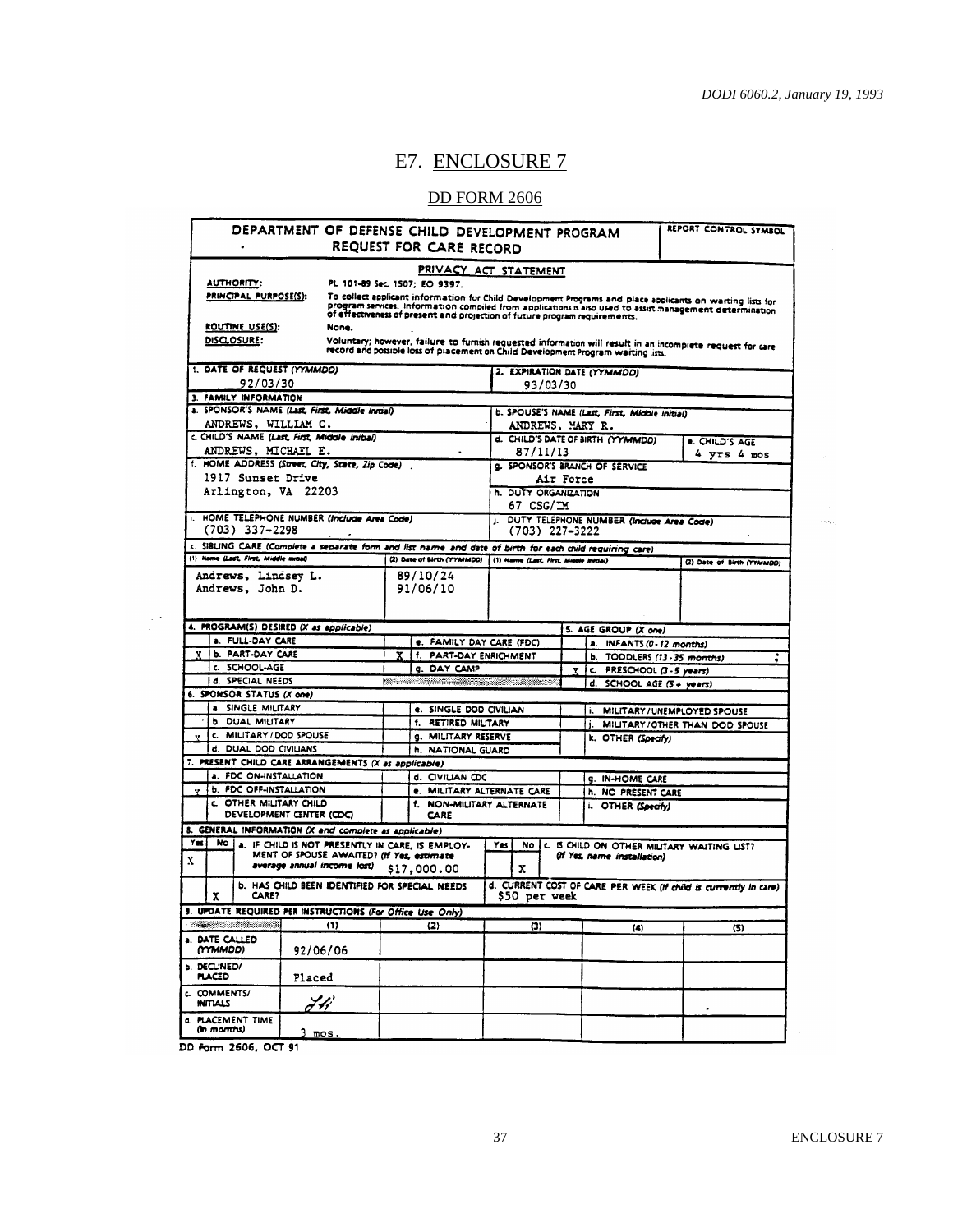# E7. ENCLOSURE 7

## DD FORM 2606

**DEPARTMENT OF DEFENSE CHILD DEVELOPMENT PROGRAM**
**REQUEST FOR CARE RECORD**

REPORT CONTROL SYMBOL

**PRIVACY ACT STATEMENT**

**AUTHORITY:** PL 101-89 Sec. 1507; EO 9397.

**PRINCIPAL PURPOSE(S):** To collect applicant information for Child Development Programs and place applicants on waiting lists for program services. Information compiled from applications is also used to assist management determination of effectiveness of present and projection of future program requirements.

**ROUTINE USE(S):** None.

**DISCLOSURE:** Voluntary; however, failure to furnish requested information will result in an incomplete request for care record and possible loss of placement on Child Development Program waiting lists.

| 1. DATE OF REQUEST (YYMMDD) | 2. EXPIRATION DATE (YYMMDD) |
|---|---|
| 92/03/30 | 93/03/30 |

**3. FAMILY INFORMATION**

| | | |
|---|---|---|
| a. SPONSOR'S NAME (Last, First, Middle Initial): ANDREWS, WILLIAM C. | b. SPOUSE'S NAME (Last, First, Middle Initial): ANDREWS, MARY R. | |
| c. CHILD'S NAME (Last, First, Middle Initial): ANDREWS, MICHAEL E. | d. CHILD'S DATE OF BIRTH (YYMMDD): 87/11/13 | e. CHILD'S AGE: 4 yrs 4 mos |
| f. HOME ADDRESS (Street, City, State, Zip Code): 1917 Sunset Drive, Arlington, VA 22203 | g. SPONSOR'S BRANCH OF SERVICE: Air Force; h. DUTY ORGANIZATION: 67 CSG/IM | |
| i. HOME TELEPHONE NUMBER (Include Area Code): (703) 337-2298 | j. DUTY TELEPHONE NUMBER (Include Area Code): (703) 227-3222 | |

k. SIBLING CARE (Complete a separate form and list name and date of birth for each child requiring care)

| (1) Name (Last, First, Middle Initial) | (2) Date of Birth (YYMMDD) | (1) Name (Last, First, Middle Initial) | (2) Date of Birth (YYMMDD) |
|---|---|---|---|
| Andrews, Lindsey L. | 89/10/24 | | |
| Andrews, John D. | 91/06/10 | | |

**4. PROGRAM(S) DESIRED (X as applicable)** / **5. AGE GROUP (X one)**

| | | | | | |
|---|---|---|---|---|---|
| | a. FULL-DAY CARE | | e. FAMILY DAY CARE (FDC) | | a. INFANTS (0-12 months) |
| X | b. PART-DAY CARE | X | f. PART-DAY ENRICHMENT | | b. TODDLERS (13-35 months) |
| | c. SCHOOL-AGE | | g. DAY CAMP | X | c. PRESCHOOL (3-5 years) |
| | d. SPECIAL NEEDS | | | | d. SCHOOL AGE (5+ years) |

**6. SPONSOR STATUS (X one)**

| | | | | | |
|---|---|---|---|---|---|
| | a. SINGLE MILITARY | | e. SINGLE DOD CIVILIAN | | i. MILITARY/UNEMPLOYED SPOUSE |
| | b. DUAL MILITARY | | f. RETIRED MILITARY | | j. MILITARY/OTHER THAN DOD SPOUSE |
| X | c. MILITARY/DOD SPOUSE | | g. MILITARY RESERVE | | k. OTHER (Specify) |
| | d. DUAL DOD CIVILIANS | | h. NATIONAL GUARD | | |

**7. PRESENT CHILD CARE ARRANGEMENTS (X as applicable)**

| | | | | | |
|---|---|---|---|---|---|
| | a. FDC ON-INSTALLATION | | d. CIVILIAN CDC | | g. IN-HOME CARE |
| X | b. FDC OFF-INSTALLATION | | e. MILITARY ALTERNATE CARE | | h. NO PRESENT CARE |
| | c. OTHER MILITARY CHILD DEVELOPMENT CENTER (CDC) | | f. NON-MILITARY ALTERNATE CARE | | i. OTHER (Specify) |

**8. GENERAL INFORMATION (X and complete as applicable)**

| Yes | No | | Yes | No | |
|---|---|---|---|---|---|
| X | | a. IF CHILD IS NOT PRESENTLY IN CARE, IS EMPLOYMENT OF SPOUSE AWAITED? (If Yes, estimate average annual income lost) $17,000.00 | | X | c. IS CHILD ON OTHER MILITARY WAITING LIST? (If Yes, name installation) |
| | X | b. HAS CHILD BEEN IDENTIFIED FOR SPECIAL NEEDS CARE? | | | d. CURRENT COST OF CARE PER WEEK (If child is currently in care) $50 per week |

**9. UPDATE REQUIRED PER INSTRUCTIONS (For Office Use Only)**

| | (1) | (2) | (3) | (4) | (5) |
|---|---|---|---|---|---|
| a. DATE CALLED (YYMMDD) | 92/06/06 | | | | |
| b. DECLINED/PLACED | Placed | | | | |
| c. COMMENTS/INITIALS | JH | | | | |
| d. PLACEMENT TIME (In months) | 3 mos. | | | | |

DD Form 2606, OCT 91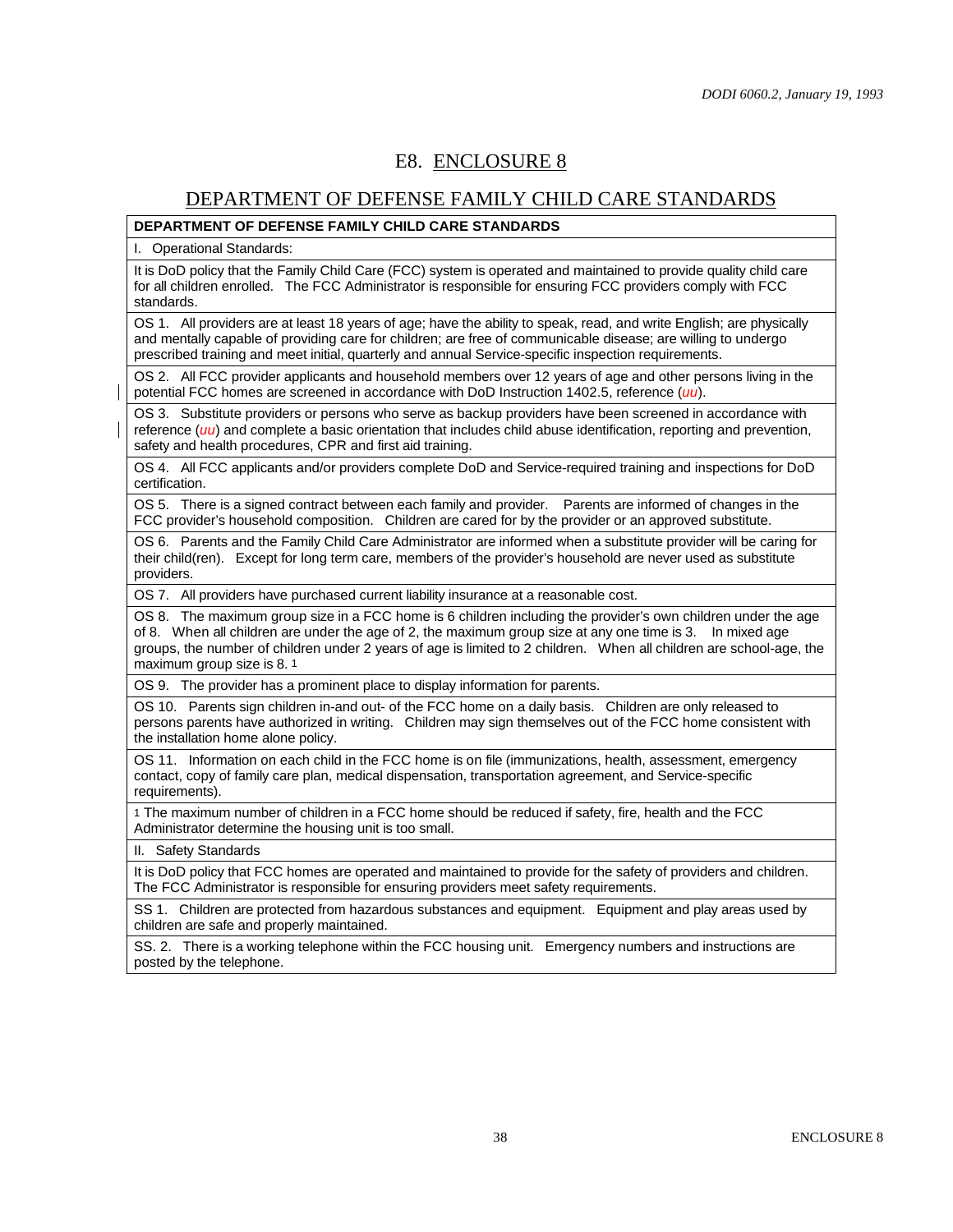# E8. ENCLOSURE 8

## DEPARTMENT OF DEFENSE FAMILY CHILD CARE STANDARDS

| **DEPARTMENT OF DEFENSE FAMILY CHILD CARE STANDARDS** |
|---|
| I. Operational Standards: |
| It is DoD policy that the Family Child Care (FCC) system is operated and maintained to provide quality child care for all children enrolled. The FCC Administrator is responsible for ensuring FCC providers comply with FCC standards. |
| OS 1. All providers are at least 18 years of age; have the ability to speak, read, and write English; are physically and mentally capable of providing care for children; are free of communicable disease; are willing to undergo prescribed training and meet initial, quarterly and annual Service-specific inspection requirements. |
| OS 2. All FCC provider applicants and household members over 12 years of age and other persons living in the potential FCC homes are screened in accordance with DoD Instruction 1402.5, reference (*uu*). |
| OS 3. Substitute providers or persons who serve as backup providers have been screened in accordance with reference (*uu*) and complete a basic orientation that includes child abuse identification, reporting and prevention, safety and health procedures, CPR and first aid training. |
| OS 4. All FCC applicants and/or providers complete DoD and Service-required training and inspections for DoD certification. |
| OS 5. There is a signed contract between each family and provider. Parents are informed of changes in the FCC provider's household composition. Children are cared for by the provider or an approved substitute. |
| OS 6. Parents and the Family Child Care Administrator are informed when a substitute provider will be caring for their child(ren). Except for long term care, members of the provider's household are never used as substitute providers. |
| OS 7. All providers have purchased current liability insurance at a reasonable cost. |
| OS 8. The maximum group size in a FCC home is 6 children including the provider's own children under the age of 8. When all children are under the age of 2, the maximum group size at any one time is 3. In mixed age groups, the number of children under 2 years of age is limited to 2 children. When all children are school-age, the maximum group size is 8. [1] |
| OS 9. The provider has a prominent place to display information for parents. |
| OS 10. Parents sign children in-and out- of the FCC home on a daily basis. Children are only released to persons parents have authorized in writing. Children may sign themselves out of the FCC home consistent with the installation home alone policy. |
| OS 11. Information on each child in the FCC home is on file (immunizations, health, assessment, emergency contact, copy of family care plan, medical dispensation, transportation agreement, and Service-specific requirements). |
| [1] The maximum number of children in a FCC home should be reduced if safety, fire, health and the FCC Administrator determine the housing unit is too small. |
| II. Safety Standards |
| It is DoD policy that FCC homes are operated and maintained to provide for the safety of providers and children. The FCC Administrator is responsible for ensuring providers meet safety requirements. |
| SS 1. Children are protected from hazardous substances and equipment. Equipment and play areas used by children are safe and properly maintained. |
| SS. 2. There is a working telephone within the FCC housing unit. Emergency numbers and instructions are posted by the telephone. |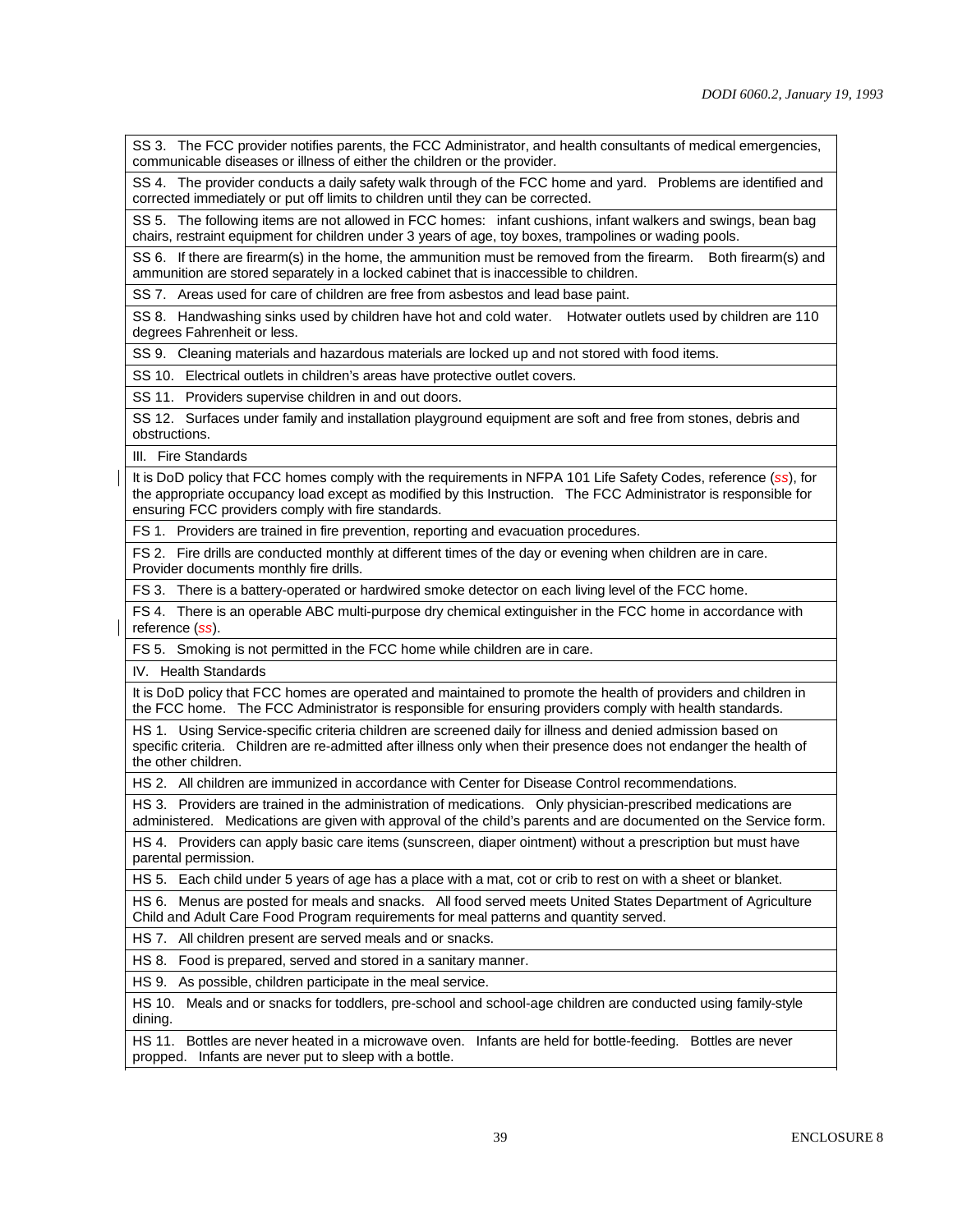| |
|---|
| SS 3. The FCC provider notifies parents, the FCC Administrator, and health consultants of medical emergencies, communicable diseases or illness of either the children or the provider. |
| SS 4. The provider conducts a daily safety walk through of the FCC home and yard. Problems are identified and corrected immediately or put off limits to children until they can be corrected. |
| SS 5. The following items are not allowed in FCC homes: infant cushions, infant walkers and swings, bean bag chairs, restraint equipment for children under 3 years of age, toy boxes, trampolines or wading pools. |
| SS 6. If there are firearm(s) in the home, the ammunition must be removed from the firearm. Both firearm(s) and ammunition are stored separately in a locked cabinet that is inaccessible to children. |
| SS 7. Areas used for care of children are free from asbestos and lead base paint. |
| SS 8. Handwashing sinks used by children have hot and cold water. Hotwater outlets used by children are 110 degrees Fahrenheit or less. |
| SS 9. Cleaning materials and hazardous materials are locked up and not stored with food items. |
| SS 10. Electrical outlets in children's areas have protective outlet covers. |
| SS 11. Providers supervise children in and out doors. |
| SS 12. Surfaces under family and installation playground equipment are soft and free from stones, debris and obstructions. |
| III. Fire Standards |
| It is DoD policy that FCC homes comply with the requirements in NFPA 101 Life Safety Codes, reference (*ss*), for the appropriate occupancy load except as modified by this Instruction. The FCC Administrator is responsible for ensuring FCC providers comply with fire standards. |
| FS 1. Providers are trained in fire prevention, reporting and evacuation procedures. |
| FS 2. Fire drills are conducted monthly at different times of the day or evening when children are in care. Provider documents monthly fire drills. |
| FS 3. There is a battery-operated or hardwired smoke detector on each living level of the FCC home. |
| FS 4. There is an operable ABC multi-purpose dry chemical extinguisher in the FCC home in accordance with reference (*ss*). |
| FS 5. Smoking is not permitted in the FCC home while children are in care. |
| IV. Health Standards |
| It is DoD policy that FCC homes are operated and maintained to promote the health of providers and children in the FCC home. The FCC Administrator is responsible for ensuring providers comply with health standards. |
| HS 1. Using Service-specific criteria children are screened daily for illness and denied admission based on specific criteria. Children are re-admitted after illness only when their presence does not endanger the health of the other children. |
| HS 2. All children are immunized in accordance with Center for Disease Control recommendations. |
| HS 3. Providers are trained in the administration of medications. Only physician-prescribed medications are administered. Medications are given with approval of the child's parents and are documented on the Service form. |
| HS 4. Providers can apply basic care items (sunscreen, diaper ointment) without a prescription but must have parental permission. |
| HS 5. Each child under 5 years of age has a place with a mat, cot or crib to rest on with a sheet or blanket. |
| HS 6. Menus are posted for meals and snacks. All food served meets United States Department of Agriculture Child and Adult Care Food Program requirements for meal patterns and quantity served. |
| HS 7. All children present are served meals and or snacks. |
| HS 8. Food is prepared, served and stored in a sanitary manner. |
| HS 9. As possible, children participate in the meal service. |
| HS 10. Meals and or snacks for toddlers, pre-school and school-age children are conducted using family-style dining. |
| HS 11. Bottles are never heated in a microwave oven. Infants are held for bottle-feeding. Bottles are never propped. Infants are never put to sleep with a bottle. |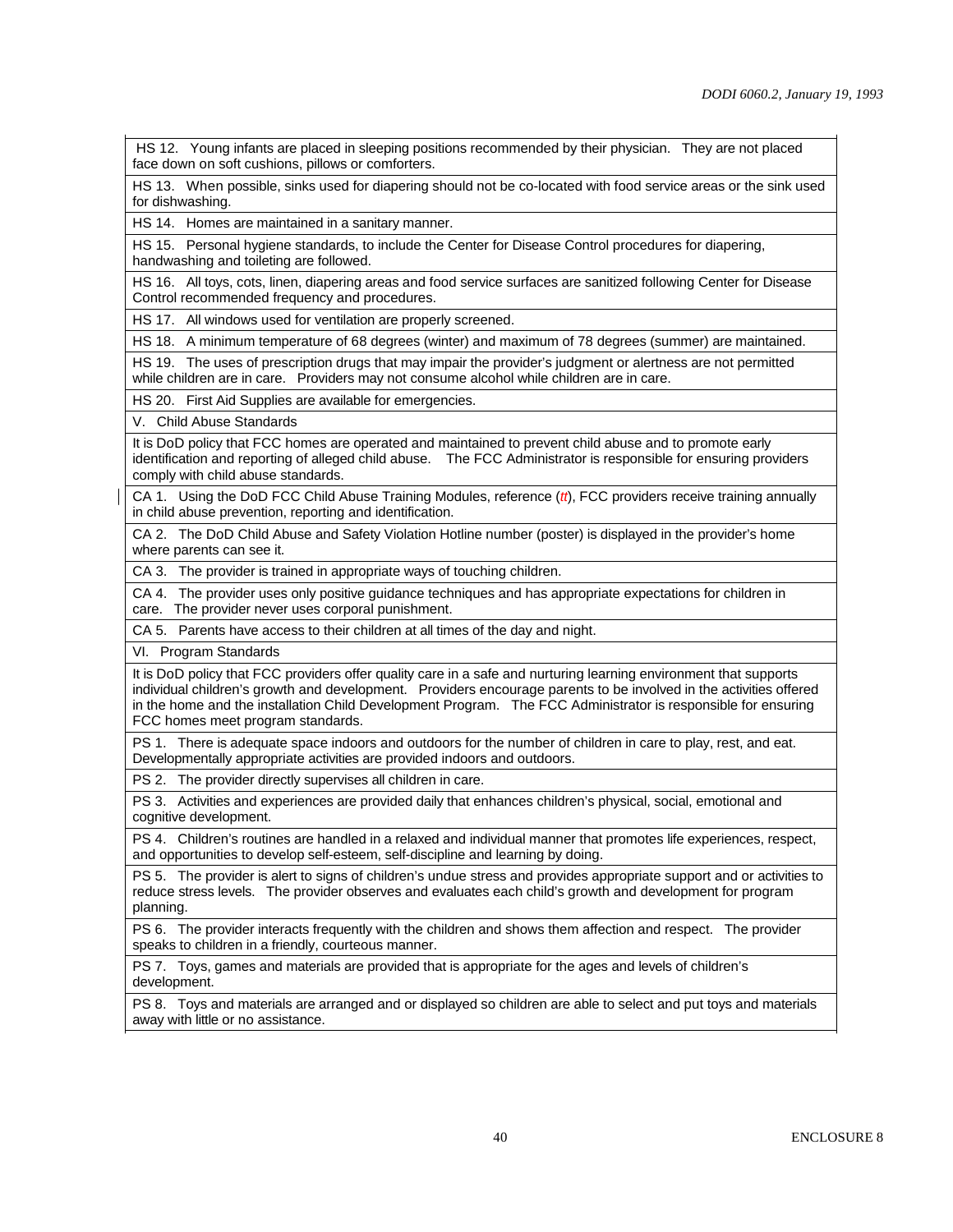| HS 12. Young infants are placed in sleeping positions recommended by their physician. They are not placed face down on soft cushions, pillows or comforters. |
| --- |
| HS 13. When possible, sinks used for diapering should not be co-located with food service areas or the sink used for dishwashing. |
| HS 14. Homes are maintained in a sanitary manner. |
| HS 15. Personal hygiene standards, to include the Center for Disease Control procedures for diapering, handwashing and toileting are followed. |
| HS 16. All toys, cots, linen, diapering areas and food service surfaces are sanitized following Center for Disease Control recommended frequency and procedures. |
| HS 17. All windows used for ventilation are properly screened. |
| HS 18. A minimum temperature of 68 degrees (winter) and maximum of 78 degrees (summer) are maintained. |
| HS 19. The uses of prescription drugs that may impair the provider's judgment or alertness are not permitted while children are in care. Providers may not consume alcohol while children are in care. |
| HS 20. First Aid Supplies are available for emergencies. |
| V. Child Abuse Standards |
| It is DoD policy that FCC homes are operated and maintained to prevent child abuse and to promote early identification and reporting of alleged child abuse. The FCC Administrator is responsible for ensuring providers comply with child abuse standards. |
| CA 1. Using the DoD FCC Child Abuse Training Modules, reference (*tt*), FCC providers receive training annually in child abuse prevention, reporting and identification. |
| CA 2. The DoD Child Abuse and Safety Violation Hotline number (poster) is displayed in the provider's home where parents can see it. |
| CA 3. The provider is trained in appropriate ways of touching children. |
| CA 4. The provider uses only positive guidance techniques and has appropriate expectations for children in care. The provider never uses corporal punishment. |
| CA 5. Parents have access to their children at all times of the day and night. |
| VI. Program Standards |
| It is DoD policy that FCC providers offer quality care in a safe and nurturing learning environment that supports individual children's growth and development. Providers encourage parents to be involved in the activities offered in the home and the installation Child Development Program. The FCC Administrator is responsible for ensuring FCC homes meet program standards. |
| PS 1. There is adequate space indoors and outdoors for the number of children in care to play, rest, and eat. Developmentally appropriate activities are provided indoors and outdoors. |
| PS 2. The provider directly supervises all children in care. |
| PS 3. Activities and experiences are provided daily that enhances children's physical, social, emotional and cognitive development. |
| PS 4. Children's routines are handled in a relaxed and individual manner that promotes life experiences, respect, and opportunities to develop self-esteem, self-discipline and learning by doing. |
| PS 5. The provider is alert to signs of children's undue stress and provides appropriate support and or activities to reduce stress levels. The provider observes and evaluates each child's growth and development for program planning. |
| PS 6. The provider interacts frequently with the children and shows them affection and respect. The provider speaks to children in a friendly, courteous manner. |
| PS 7. Toys, games and materials are provided that is appropriate for the ages and levels of children's development. |
| PS 8. Toys and materials are arranged and or displayed so children are able to select and put toys and materials away with little or no assistance. |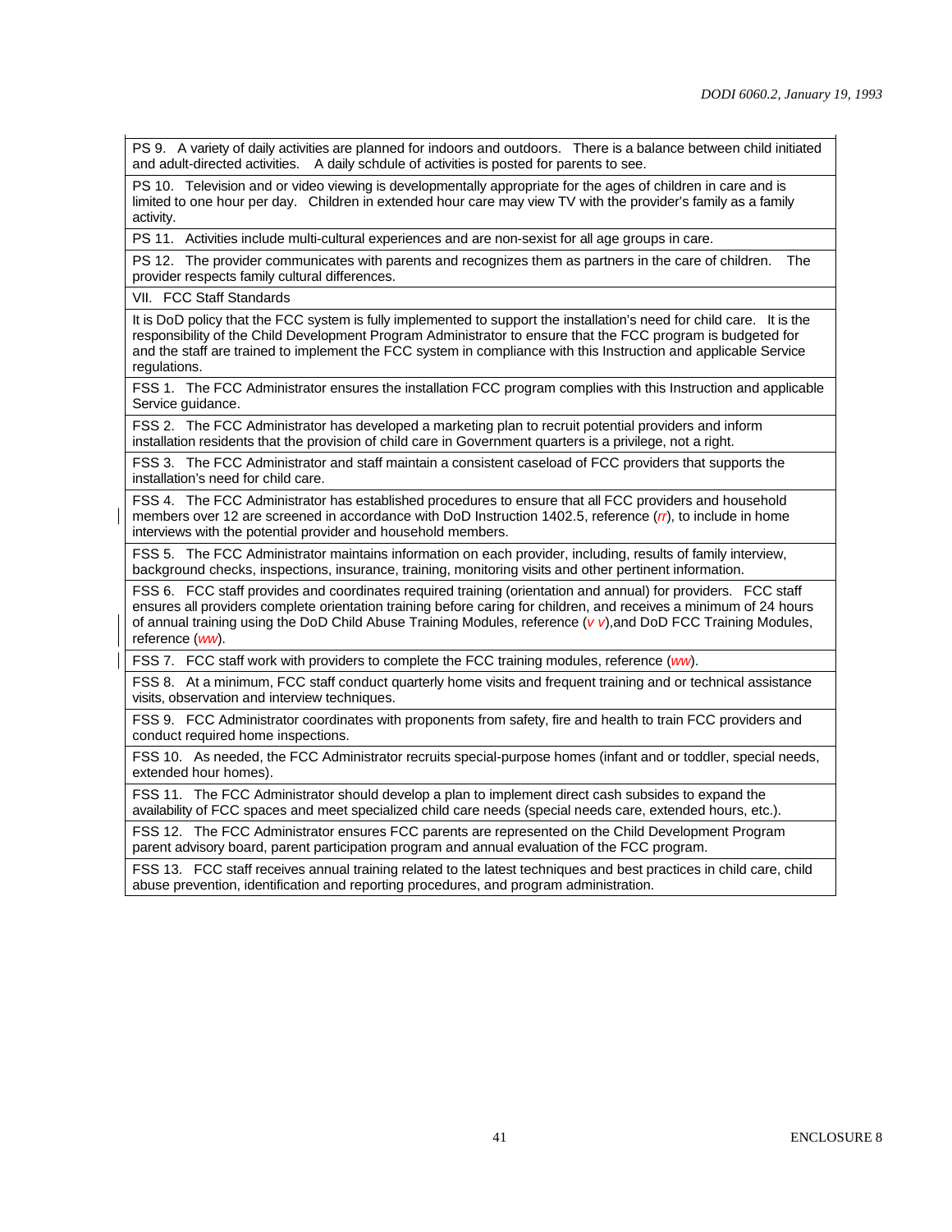| |
|---|
| PS 9. A variety of daily activities are planned for indoors and outdoors. There is a balance between child initiated and adult-directed activities. A daily schdule of activities is posted for parents to see. |
| PS 10. Television and or video viewing is developmentally appropriate for the ages of children in care and is limited to one hour per day. Children in extended hour care may view TV with the provider's family as a family activity. |
| PS 11. Activities include multi-cultural experiences and are non-sexist for all age groups in care. |
| PS 12. The provider communicates with parents and recognizes them as partners in the care of children. The provider respects family cultural differences. |
| VII. FCC Staff Standards |
| It is DoD policy that the FCC system is fully implemented to support the installation's need for child care. It is the responsibility of the Child Development Program Administrator to ensure that the FCC program is budgeted for and the staff are trained to implement the FCC system in compliance with this Instruction and applicable Service regulations. |
| FSS 1. The FCC Administrator ensures the installation FCC program complies with this Instruction and applicable Service guidance. |
| FSS 2. The FCC Administrator has developed a marketing plan to recruit potential providers and inform installation residents that the provision of child care in Government quarters is a privilege, not a right. |
| FSS 3. The FCC Administrator and staff maintain a consistent caseload of FCC providers that supports the installation's need for child care. |
| FSS 4. The FCC Administrator has established procedures to ensure that all FCC providers and household members over 12 are screened in accordance with DoD Instruction 1402.5, reference (*rr*), to include in home interviews with the potential provider and household members. |
| FSS 5. The FCC Administrator maintains information on each provider, including, results of family interview, background checks, inspections, insurance, training, monitoring visits and other pertinent information. |
| FSS 6. FCC staff provides and coordinates required training (orientation and annual) for providers. FCC staff ensures all providers complete orientation training before caring for children, and receives a minimum of 24 hours of annual training using the DoD Child Abuse Training Modules, reference (*v v*),and DoD FCC Training Modules, reference (*ww*). |
| FSS 7. FCC staff work with providers to complete the FCC training modules, reference (*ww*). |
| FSS 8. At a minimum, FCC staff conduct quarterly home visits and frequent training and or technical assistance visits, observation and interview techniques. |
| FSS 9. FCC Administrator coordinates with proponents from safety, fire and health to train FCC providers and conduct required home inspections. |
| FSS 10. As needed, the FCC Administrator recruits special-purpose homes (infant and or toddler, special needs, extended hour homes). |
| FSS 11. The FCC Administrator should develop a plan to implement direct cash subsides to expand the availability of FCC spaces and meet specialized child care needs (special needs care, extended hours, etc.). |
| FSS 12. The FCC Administrator ensures FCC parents are represented on the Child Development Program parent advisory board, parent participation program and annual evaluation of the FCC program. |
| FSS 13. FCC staff receives annual training related to the latest techniques and best practices in child care, child abuse prevention, identification and reporting procedures, and program administration. |